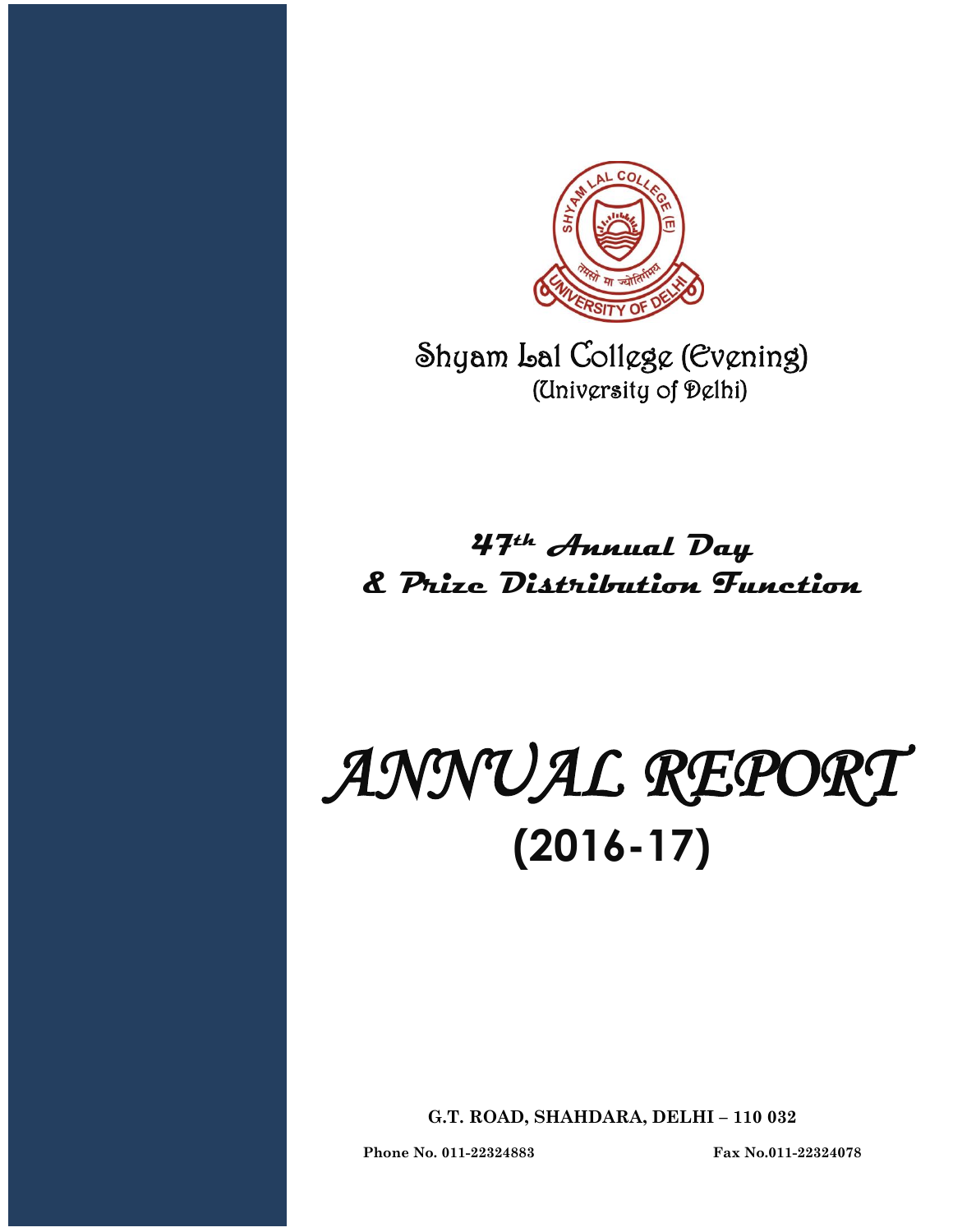Shyam Lal College (Evening)

(University of Delhi)

# 47th Annual Day & Prize Distribution Function

# ANNUAL REPORT

## (2016-17)

**G.T. ROAD, SHAHDARA, DELHI – 110 032**

**Phone No. 011-22324883** **Fax No.011-22324078**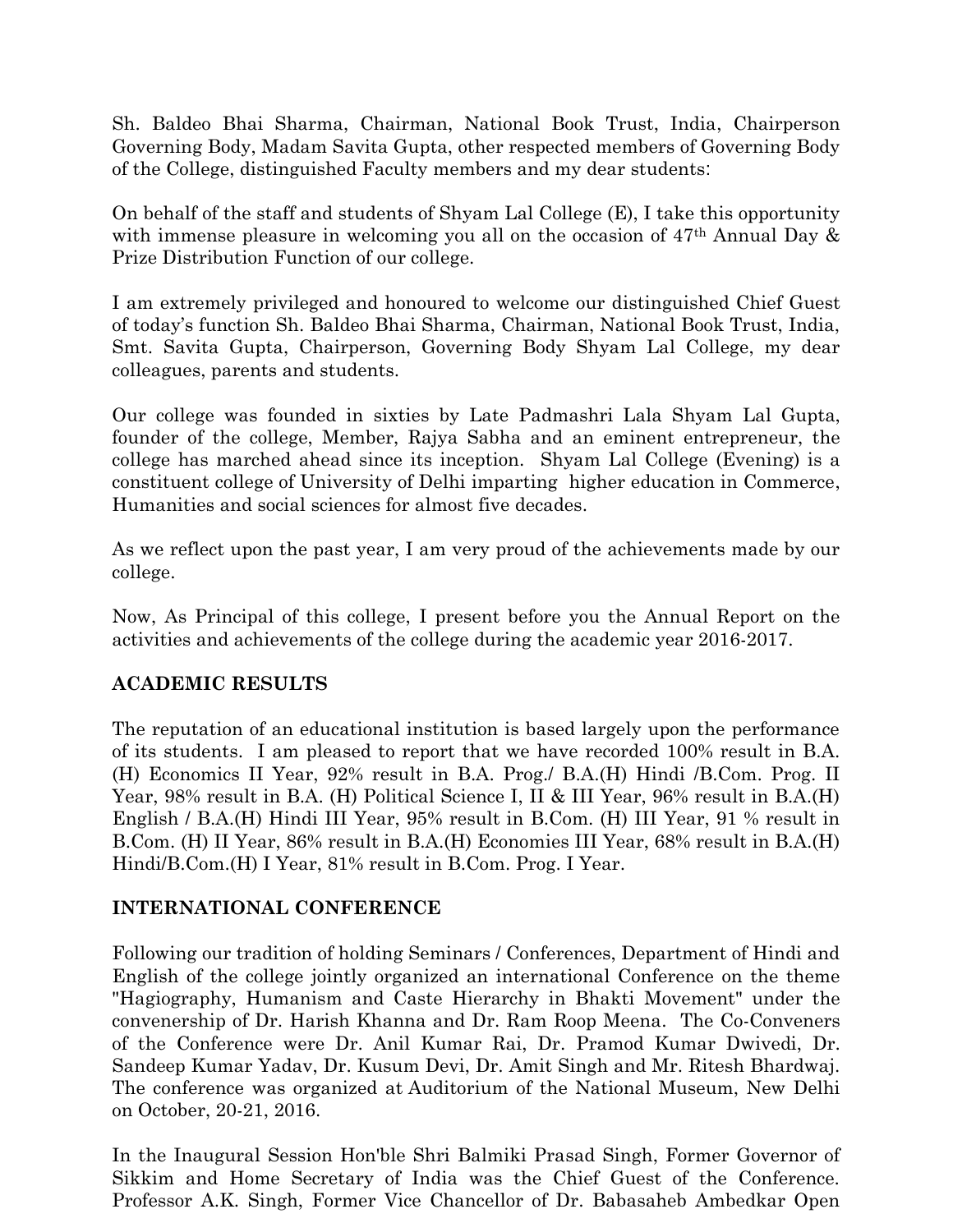Sh. Baldeo Bhai Sharma, Chairman, National Book Trust, India, Chairperson Governing Body, Madam Savita Gupta, other respected members of Governing Body of the College, distinguished Faculty members and my dear students:

On behalf of the staff and students of Shyam Lal College (E), I take this opportunity with immense pleasure in welcoming you all on the occasion of 47th Annual Day & Prize Distribution Function of our college.

I am extremely privileged and honoured to welcome our distinguished Chief Guest of today's function Sh. Baldeo Bhai Sharma, Chairman, National Book Trust, India, Smt. Savita Gupta, Chairperson, Governing Body Shyam Lal College, my dear colleagues, parents and students.

Our college was founded in sixties by Late Padmashri Lala Shyam Lal Gupta, founder of the college, Member, Rajya Sabha and an eminent entrepreneur, the college has marched ahead since its inception. Shyam Lal College (Evening) is a constituent college of University of Delhi imparting higher education in Commerce, Humanities and social sciences for almost five decades.

As we reflect upon the past year, I am very proud of the achievements made by our college.

Now, As Principal of this college, I present before you the Annual Report on the activities and achievements of the college during the academic year 2016-2017.

## ACADEMIC RESULTS

The reputation of an educational institution is based largely upon the performance of its students. I am pleased to report that we have recorded 100% result in B.A. (H) Economics II Year, 92% result in B.A. Prog./ B.A.(H) Hindi /B.Com. Prog. II Year, 98% result in B.A. (H) Political Science I, II & III Year, 96% result in B.A.(H) English / B.A.(H) Hindi III Year, 95% result in B.Com. (H) III Year, 91 % result in B.Com. (H) II Year, 86% result in B.A.(H) Economies III Year, 68% result in B.A.(H) Hindi/B.Com.(H) I Year, 81% result in B.Com. Prog. I Year.

## INTERNATIONAL CONFERENCE

Following our tradition of holding Seminars / Conferences, Department of Hindi and English of the college jointly organized an international Conference on the theme "Hagiography, Humanism and Caste Hierarchy in Bhakti Movement" under the convenership of Dr. Harish Khanna and Dr. Ram Roop Meena. The Co-Conveners of the Conference were Dr. Anil Kumar Rai, Dr. Pramod Kumar Dwivedi, Dr. Sandeep Kumar Yadav, Dr. Kusum Devi, Dr. Amit Singh and Mr. Ritesh Bhardwaj. The conference was organized at Auditorium of the National Museum, New Delhi on October, 20-21, 2016.

In the Inaugural Session Hon'ble Shri Balmiki Prasad Singh, Former Governor of Sikkim and Home Secretary of India was the Chief Guest of the Conference. Professor A.K. Singh, Former Vice Chancellor of Dr. Babasaheb Ambedkar Open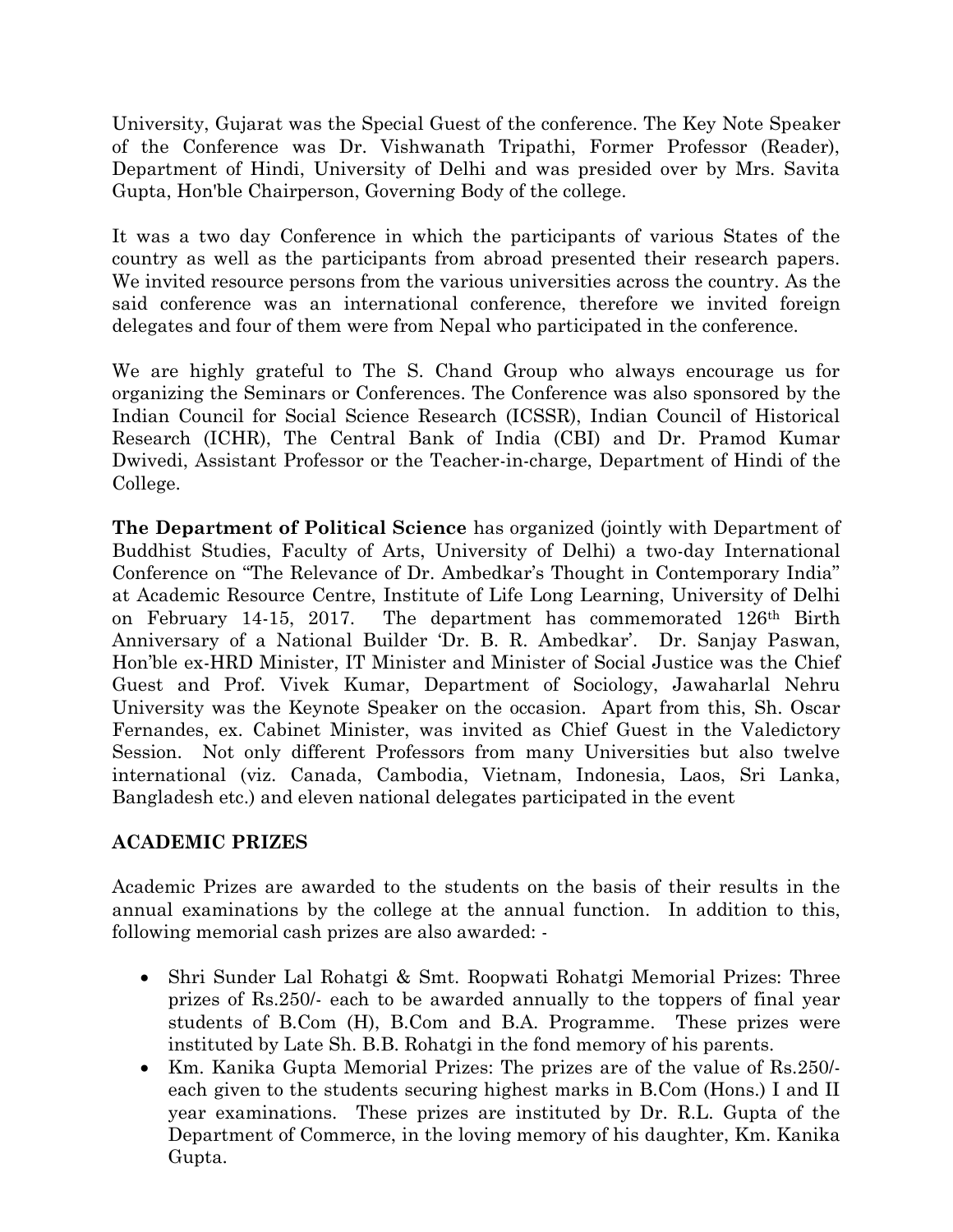University, Gujarat was the Special Guest of the conference. The Key Note Speaker of the Conference was Dr. Vishwanath Tripathi, Former Professor (Reader), Department of Hindi, University of Delhi and was presided over by Mrs. Savita Gupta, Hon'ble Chairperson, Governing Body of the college.

It was a two day Conference in which the participants of various States of the country as well as the participants from abroad presented their research papers. We invited resource persons from the various universities across the country. As the said conference was an international conference, therefore we invited foreign delegates and four of them were from Nepal who participated in the conference.

We are highly grateful to The S. Chand Group who always encourage us for organizing the Seminars or Conferences. The Conference was also sponsored by the Indian Council for Social Science Research (ICSSR), Indian Council of Historical Research (ICHR), The Central Bank of India (CBI) and Dr. Pramod Kumar Dwivedi, Assistant Professor or the Teacher-in-charge, Department of Hindi of the College.

**The Department of Political Science** has organized (jointly with Department of Buddhist Studies, Faculty of Arts, University of Delhi) a two-day International Conference on "The Relevance of Dr. Ambedkar's Thought in Contemporary India" at Academic Resource Centre, Institute of Life Long Learning, University of Delhi on February 14-15, 2017. The department has commemorated 126th Birth Anniversary of a National Builder 'Dr. B. R. Ambedkar'. Dr. Sanjay Paswan, Hon'ble ex-HRD Minister, IT Minister and Minister of Social Justice was the Chief Guest and Prof. Vivek Kumar, Department of Sociology, Jawaharlal Nehru University was the Keynote Speaker on the occasion. Apart from this, Sh. Oscar Fernandes, ex. Cabinet Minister, was invited as Chief Guest in the Valedictory Session. Not only different Professors from many Universities but also twelve international (viz. Canada, Cambodia, Vietnam, Indonesia, Laos, Sri Lanka, Bangladesh etc.) and eleven national delegates participated in the event

## ACADEMIC PRIZES

Academic Prizes are awarded to the students on the basis of their results in the annual examinations by the college at the annual function. In addition to this, following memorial cash prizes are also awarded: -

- Shri Sunder Lal Rohatgi & Smt. Roopwati Rohatgi Memorial Prizes: Three prizes of Rs.250/- each to be awarded annually to the toppers of final year students of B.Com (H), B.Com and B.A. Programme. These prizes were instituted by Late Sh. B.B. Rohatgi in the fond memory of his parents.
- Km. Kanika Gupta Memorial Prizes: The prizes are of the value of Rs.250/- each given to the students securing highest marks in B.Com (Hons.) I and II year examinations. These prizes are instituted by Dr. R.L. Gupta of the Department of Commerce, in the loving memory of his daughter, Km. Kanika Gupta.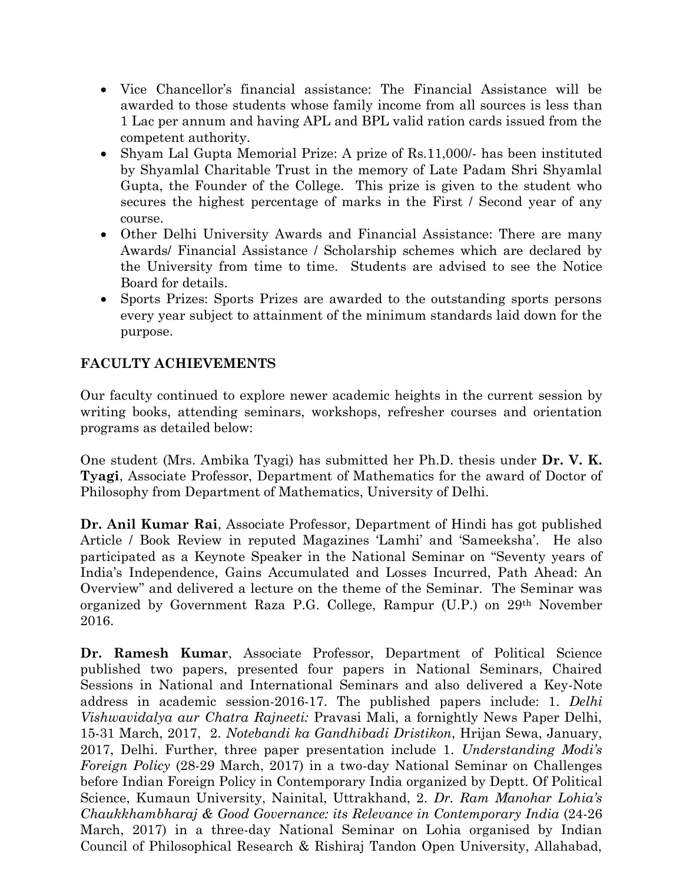- Vice Chancellor's financial assistance: The Financial Assistance will be awarded to those students whose family income from all sources is less than 1 Lac per annum and having APL and BPL valid ration cards issued from the competent authority.
- Shyam Lal Gupta Memorial Prize: A prize of Rs.11,000/- has been instituted by Shyamlal Charitable Trust in the memory of Late Padam Shri Shyamlal Gupta, the Founder of the College. This prize is given to the student who secures the highest percentage of marks in the First / Second year of any course.
- Other Delhi University Awards and Financial Assistance: There are many Awards/ Financial Assistance / Scholarship schemes which are declared by the University from time to time. Students are advised to see the Notice Board for details.
- Sports Prizes: Sports Prizes are awarded to the outstanding sports persons every year subject to attainment of the minimum standards laid down for the purpose.

## FACULTY ACHIEVEMENTS

Our faculty continued to explore newer academic heights in the current session by writing books, attending seminars, workshops, refresher courses and orientation programs as detailed below:

One student (Mrs. Ambika Tyagi) has submitted her Ph.D. thesis under **Dr. V. K. Tyagi**, Associate Professor, Department of Mathematics for the award of Doctor of Philosophy from Department of Mathematics, University of Delhi.

**Dr. Anil Kumar Rai**, Associate Professor, Department of Hindi has got published Article / Book Review in reputed Magazines 'Lamhi' and 'Sameeksha'. He also participated as a Keynote Speaker in the National Seminar on "Seventy years of India's Independence, Gains Accumulated and Losses Incurred, Path Ahead: An Overview" and delivered a lecture on the theme of the Seminar. The Seminar was organized by Government Raza P.G. College, Rampur (U.P.) on 29th November 2016.

**Dr. Ramesh Kumar**, Associate Professor, Department of Political Science published two papers, presented four papers in National Seminars, Chaired Sessions in National and International Seminars and also delivered a Key-Note address in academic session-2016-17. The published papers include: 1. *Delhi Vishwavidalya aur Chatra Rajneeti:* Pravasi Mali, a fornightly News Paper Delhi, 15-31 March, 2017, 2. *Notebandi ka Gandhibadi Dristikon*, Hrijan Sewa, January, 2017, Delhi. Further, three paper presentation include 1. *Understanding Modi's Foreign Policy* (28-29 March, 2017) in a two-day National Seminar on Challenges before Indian Foreign Policy in Contemporary India organized by Deptt. Of Political Science, Kumaun University, Nainital, Uttrakhand, 2. *Dr. Ram Manohar Lohia's Chaukkhambharaj & Good Governance: its Relevance in Contemporary India* (24-26 March, 2017) in a three-day National Seminar on Lohia organised by Indian Council of Philosophical Research & Rishiraj Tandon Open University, Allahabad,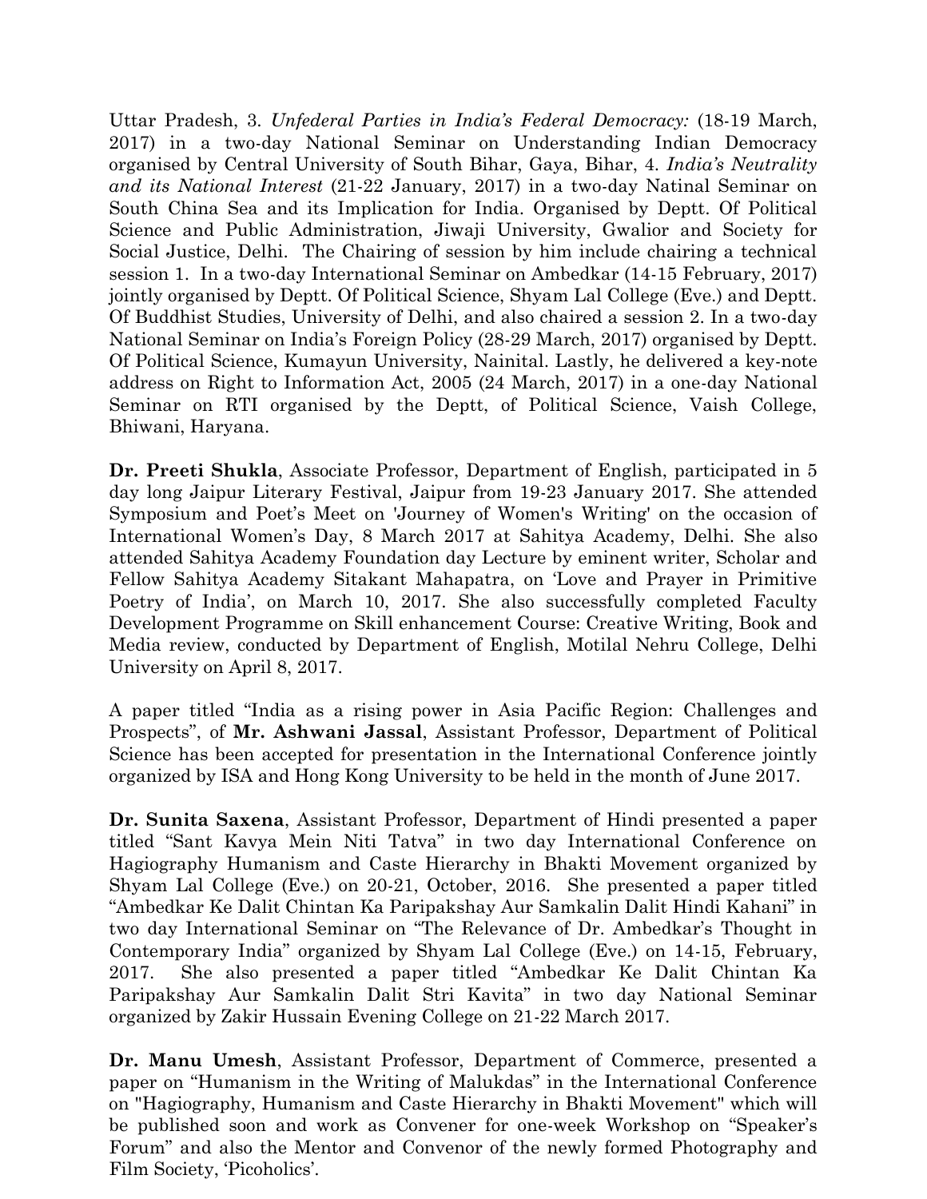Uttar Pradesh, 3. *Unfederal Parties in India's Federal Democracy:* (18-19 March, 2017) in a two-day National Seminar on Understanding Indian Democracy organised by Central University of South Bihar, Gaya, Bihar, 4. *India's Neutrality and its National Interest* (21-22 January, 2017) in a two-day Natinal Seminar on South China Sea and its Implication for India. Organised by Deptt. Of Political Science and Public Administration, Jiwaji University, Gwalior and Society for Social Justice, Delhi. The Chairing of session by him include chairing a technical session 1. In a two-day International Seminar on Ambedkar (14-15 February, 2017) jointly organised by Deptt. Of Political Science, Shyam Lal College (Eve.) and Deptt. Of Buddhist Studies, University of Delhi, and also chaired a session 2. In a two-day National Seminar on India's Foreign Policy (28-29 March, 2017) organised by Deptt. Of Political Science, Kumayun University, Nainital. Lastly, he delivered a key-note address on Right to Information Act, 2005 (24 March, 2017) in a one-day National Seminar on RTI organised by the Deptt, of Political Science, Vaish College, Bhiwani, Haryana.

**Dr. Preeti Shukla**, Associate Professor, Department of English, participated in 5 day long Jaipur Literary Festival, Jaipur from 19-23 January 2017. She attended Symposium and Poet's Meet on 'Journey of Women's Writing' on the occasion of International Women's Day, 8 March 2017 at Sahitya Academy, Delhi. She also attended Sahitya Academy Foundation day Lecture by eminent writer, Scholar and Fellow Sahitya Academy Sitakant Mahapatra, on 'Love and Prayer in Primitive Poetry of India', on March 10, 2017. She also successfully completed Faculty Development Programme on Skill enhancement Course: Creative Writing, Book and Media review, conducted by Department of English, Motilal Nehru College, Delhi University on April 8, 2017.

A paper titled "India as a rising power in Asia Pacific Region: Challenges and Prospects", of **Mr. Ashwani Jassal**, Assistant Professor, Department of Political Science has been accepted for presentation in the International Conference jointly organized by ISA and Hong Kong University to be held in the month of June 2017.

**Dr. Sunita Saxena**, Assistant Professor, Department of Hindi presented a paper titled "Sant Kavya Mein Niti Tatva" in two day International Conference on Hagiography Humanism and Caste Hierarchy in Bhakti Movement organized by Shyam Lal College (Eve.) on 20-21, October, 2016. She presented a paper titled "Ambedkar Ke Dalit Chintan Ka Paripakshay Aur Samkalin Dalit Hindi Kahani" in two day International Seminar on "The Relevance of Dr. Ambedkar's Thought in Contemporary India" organized by Shyam Lal College (Eve.) on 14-15, February, 2017. She also presented a paper titled "Ambedkar Ke Dalit Chintan Ka Paripakshay Aur Samkalin Dalit Stri Kavita" in two day National Seminar organized by Zakir Hussain Evening College on 21-22 March 2017.

**Dr. Manu Umesh**, Assistant Professor, Department of Commerce, presented a paper on "Humanism in the Writing of Malukdas" in the International Conference on "Hagiography, Humanism and Caste Hierarchy in Bhakti Movement" which will be published soon and work as Convener for one-week Workshop on "Speaker's Forum" and also the Mentor and Convenor of the newly formed Photography and Film Society, 'Picoholics'.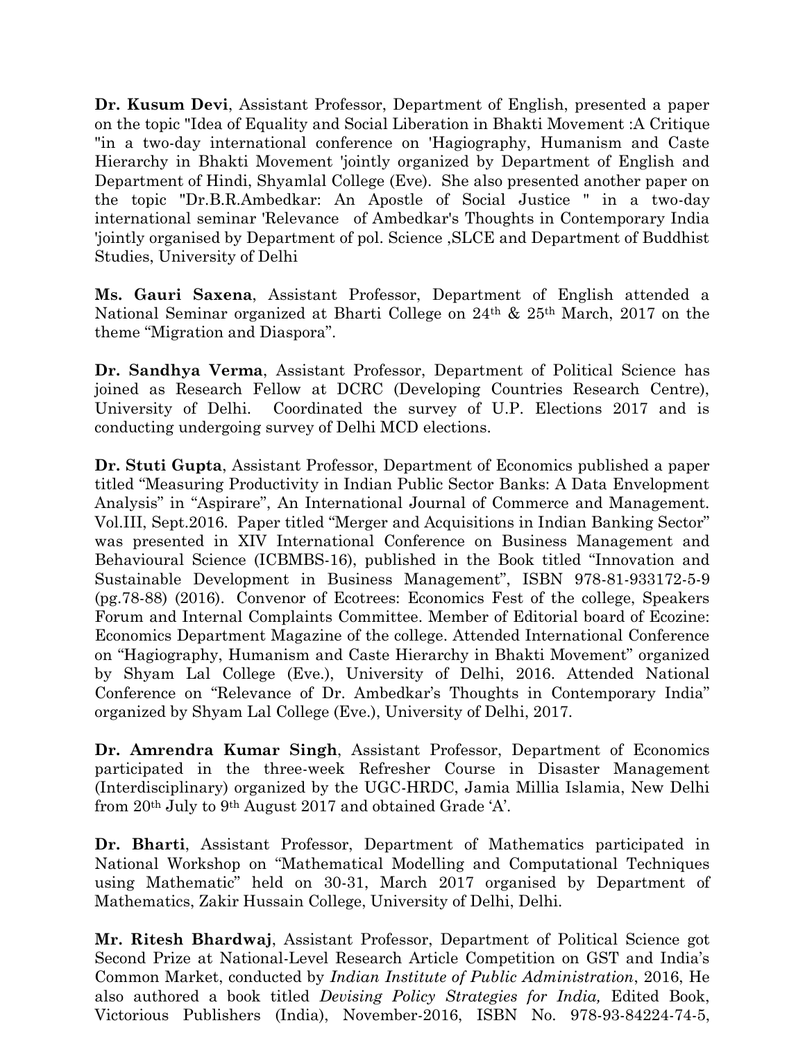**Dr. Kusum Devi**, Assistant Professor, Department of English, presented a paper on the topic "Idea of Equality and Social Liberation in Bhakti Movement :A Critique "in a two-day international conference on 'Hagiography, Humanism and Caste Hierarchy in Bhakti Movement 'jointly organized by Department of English and Department of Hindi, Shyamlal College (Eve). She also presented another paper on the topic "Dr.B.R.Ambedkar: An Apostle of Social Justice " in a two-day international seminar 'Relevance of Ambedkar's Thoughts in Contemporary India 'jointly organised by Department of pol. Science ,SLCE and Department of Buddhist Studies, University of Delhi

**Ms. Gauri Saxena**, Assistant Professor, Department of English attended a National Seminar organized at Bharti College on 24th & 25th March, 2017 on the theme "Migration and Diaspora".

**Dr. Sandhya Verma**, Assistant Professor, Department of Political Science has joined as Research Fellow at DCRC (Developing Countries Research Centre), University of Delhi. Coordinated the survey of U.P. Elections 2017 and is conducting undergoing survey of Delhi MCD elections.

**Dr. Stuti Gupta**, Assistant Professor, Department of Economics published a paper titled "Measuring Productivity in Indian Public Sector Banks: A Data Envelopment Analysis" in "Aspirare", An International Journal of Commerce and Management. Vol.III, Sept.2016. Paper titled "Merger and Acquisitions in Indian Banking Sector" was presented in XIV International Conference on Business Management and Behavioural Science (ICBMBS-16), published in the Book titled "Innovation and Sustainable Development in Business Management", ISBN 978-81-933172-5-9 (pg.78-88) (2016). Convenor of Ecotrees: Economics Fest of the college, Speakers Forum and Internal Complaints Committee. Member of Editorial board of Ecozine: Economics Department Magazine of the college. Attended International Conference on "Hagiography, Humanism and Caste Hierarchy in Bhakti Movement" organized by Shyam Lal College (Eve.), University of Delhi, 2016. Attended National Conference on "Relevance of Dr. Ambedkar's Thoughts in Contemporary India" organized by Shyam Lal College (Eve.), University of Delhi, 2017.

**Dr. Amrendra Kumar Singh**, Assistant Professor, Department of Economics participated in the three-week Refresher Course in Disaster Management (Interdisciplinary) organized by the UGC-HRDC, Jamia Millia Islamia, New Delhi from 20th July to 9th August 2017 and obtained Grade 'A'.

**Dr. Bharti**, Assistant Professor, Department of Mathematics participated in National Workshop on "Mathematical Modelling and Computational Techniques using Mathematic" held on 30-31, March 2017 organised by Department of Mathematics, Zakir Hussain College, University of Delhi, Delhi.

**Mr. Ritesh Bhardwaj**, Assistant Professor, Department of Political Science got Second Prize at National-Level Research Article Competition on GST and India's Common Market, conducted by *Indian Institute of Public Administration*, 2016, He also authored a book titled *Devising Policy Strategies for India,* Edited Book, Victorious Publishers (India), November-2016, ISBN No. 978-93-84224-74-5,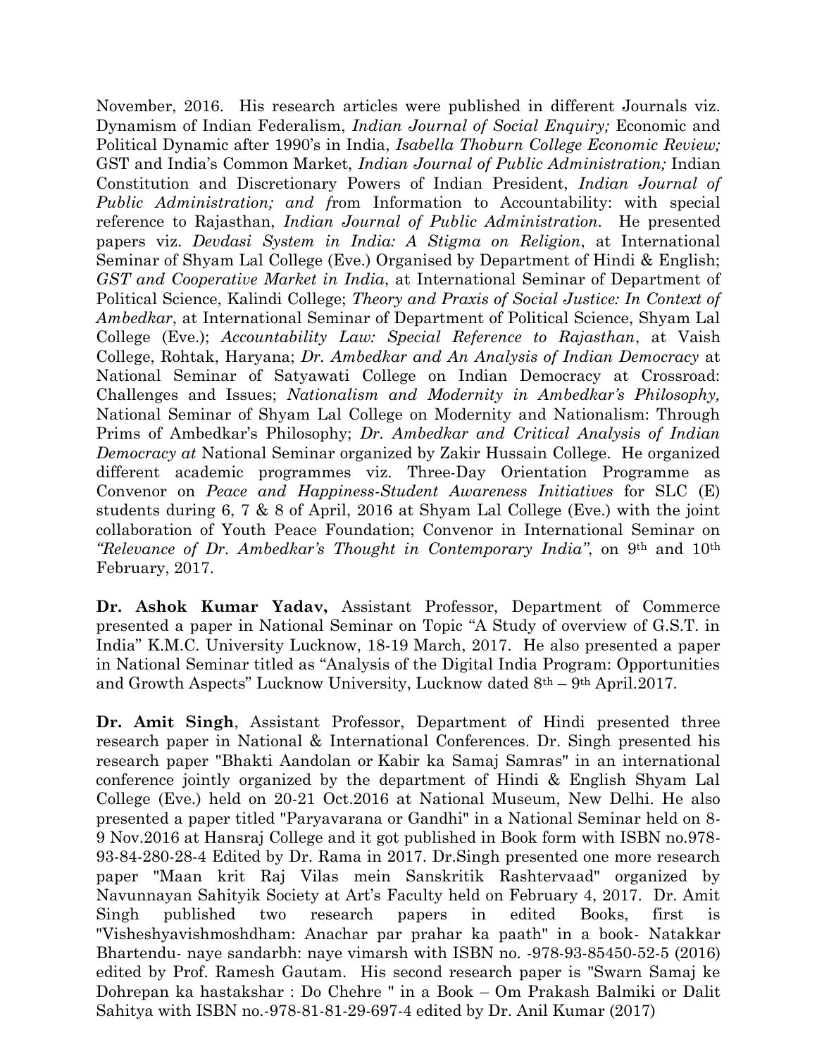November, 2016. His research articles were published in different Journals viz. Dynamism of Indian Federalism, *Indian Journal of Social Enquiry;* Economic and Political Dynamic after 1990's in India, *Isabella Thoburn College Economic Review;* GST and India's Common Market, *Indian Journal of Public Administration;* Indian Constitution and Discretionary Powers of Indian President, *Indian Journal of Public Administration; and f*rom Information to Accountability: with special reference to Rajasthan, *Indian Journal of Public Administration*. He presented papers viz. *Devdasi System in India: A Stigma on Religion*, at International Seminar of Shyam Lal College (Eve.) Organised by Department of Hindi & English; *GST and Cooperative Market in India*, at International Seminar of Department of Political Science, Kalindi College; *Theory and Praxis of Social Justice: In Context of Ambedkar*, at International Seminar of Department of Political Science, Shyam Lal College (Eve.); *Accountability Law: Special Reference to Rajasthan*, at Vaish College, Rohtak, Haryana; *Dr. Ambedkar and An Analysis of Indian Democracy* at National Seminar of Satyawati College on Indian Democracy at Crossroad: Challenges and Issues; *Nationalism and Modernity in Ambedkar's Philosophy,* National Seminar of Shyam Lal College on Modernity and Nationalism: Through Prims of Ambedkar's Philosophy; *Dr. Ambedkar and Critical Analysis of Indian Democracy at* National Seminar organized by Zakir Hussain College. He organized different academic programmes viz. Three-Day Orientation Programme as Convenor on *Peace and Happiness-Student Awareness Initiatives* for SLC (E) students during 6, 7 & 8 of April, 2016 at Shyam Lal College (Eve.) with the joint collaboration of Youth Peace Foundation; Convenor in International Seminar on *"Relevance of Dr. Ambedkar's Thought in Contemporary India"*, on 9th and 10th February, 2017.

**Dr. Ashok Kumar Yadav,** Assistant Professor, Department of Commerce presented a paper in National Seminar on Topic "A Study of overview of G.S.T. in India" K.M.C. University Lucknow, 18-19 March, 2017. He also presented a paper in National Seminar titled as "Analysis of the Digital India Program: Opportunities and Growth Aspects" Lucknow University, Lucknow dated 8th – 9th April.2017.

**Dr. Amit Singh**, Assistant Professor, Department of Hindi presented three research paper in National & International Conferences. Dr. Singh presented his research paper "Bhakti Aandolan or Kabir ka Samaj Samras" in an international conference jointly organized by the department of Hindi & English Shyam Lal College (Eve.) held on 20-21 Oct.2016 at National Museum, New Delhi. He also presented a paper titled "Paryavarana or Gandhi" in a National Seminar held on 8-9 Nov.2016 at Hansraj College and it got published in Book form with ISBN no.978-93-84-280-28-4 Edited by Dr. Rama in 2017. Dr.Singh presented one more research paper "Maan krit Raj Vilas mein Sanskritik Rashtervaad" organized by Navunnayan Sahityik Society at Art's Faculty held on February 4, 2017. Dr. Amit Singh published two research papers in edited Books, first is "Visheshyavishmoshdham: Anachar par prahar ka paath" in a book- Natakkar Bhartendu- naye sandarbh: naye vimarsh with ISBN no. -978-93-85450-52-5 (2016) edited by Prof. Ramesh Gautam. His second research paper is "Swarn Samaj ke Dohrepan ka hastakshar : Do Chehre " in a Book – Om Prakash Balmiki or Dalit Sahitya with ISBN no.-978-81-81-29-697-4 edited by Dr. Anil Kumar (2017)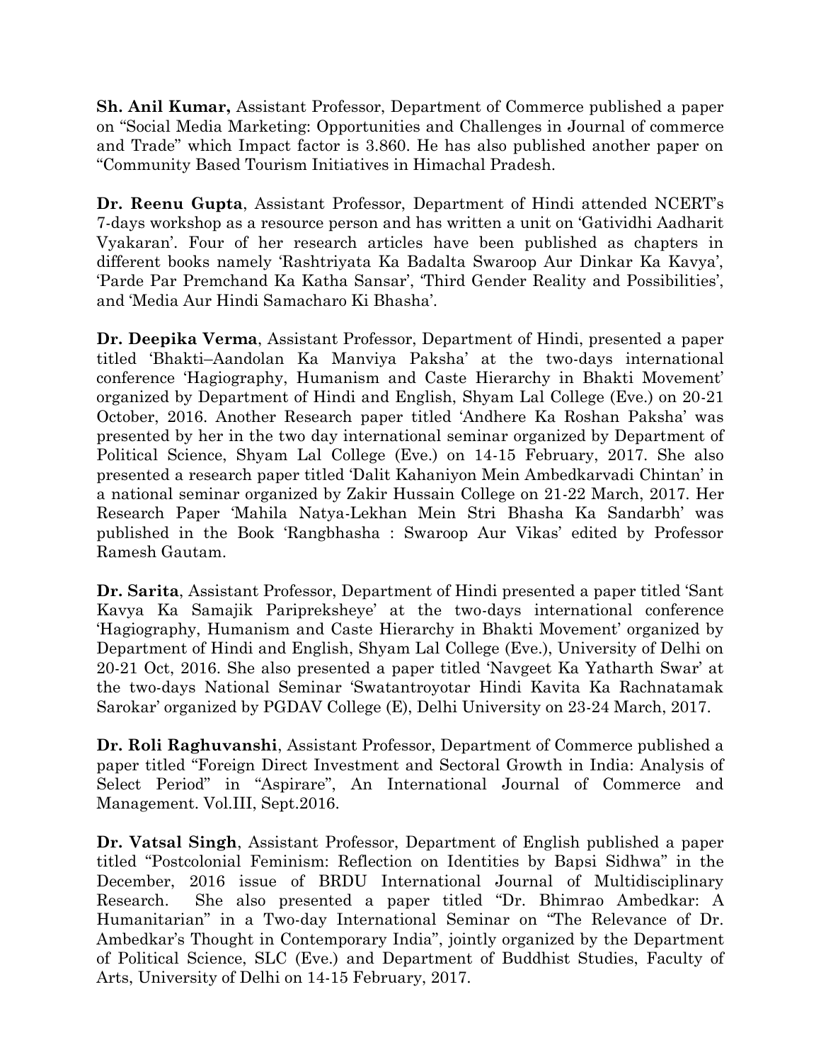**Sh. Anil Kumar,** Assistant Professor, Department of Commerce published a paper on "Social Media Marketing: Opportunities and Challenges in Journal of commerce and Trade" which Impact factor is 3.860. He has also published another paper on "Community Based Tourism Initiatives in Himachal Pradesh.

**Dr. Reenu Gupta**, Assistant Professor, Department of Hindi attended NCERT's 7-days workshop as a resource person and has written a unit on 'Gatividhi Aadharit Vyakaran'. Four of her research articles have been published as chapters in different books namely 'Rashtriyata Ka Badalta Swaroop Aur Dinkar Ka Kavya', 'Parde Par Premchand Ka Katha Sansar', 'Third Gender Reality and Possibilities', and 'Media Aur Hindi Samacharo Ki Bhasha'.

**Dr. Deepika Verma**, Assistant Professor, Department of Hindi, presented a paper titled 'Bhakti–Aandolan Ka Manviya Paksha' at the two-days international conference 'Hagiography, Humanism and Caste Hierarchy in Bhakti Movement' organized by Department of Hindi and English, Shyam Lal College (Eve.) on 20-21 October, 2016. Another Research paper titled 'Andhere Ka Roshan Paksha' was presented by her in the two day international seminar organized by Department of Political Science, Shyam Lal College (Eve.) on 14-15 February, 2017. She also presented a research paper titled 'Dalit Kahaniyon Mein Ambedkarvadi Chintan' in a national seminar organized by Zakir Hussain College on 21-22 March, 2017. Her Research Paper 'Mahila Natya-Lekhan Mein Stri Bhasha Ka Sandarbh' was published in the Book 'Rangbhasha : Swaroop Aur Vikas' edited by Professor Ramesh Gautam.

**Dr. Sarita**, Assistant Professor, Department of Hindi presented a paper titled 'Sant Kavya Ka Samajik Paripreksheye' at the two-days international conference 'Hagiography, Humanism and Caste Hierarchy in Bhakti Movement' organized by Department of Hindi and English, Shyam Lal College (Eve.), University of Delhi on 20-21 Oct, 2016. She also presented a paper titled 'Navgeet Ka Yatharth Swar' at the two-days National Seminar 'Swatantroyotar Hindi Kavita Ka Rachnatamak Sarokar' organized by PGDAV College (E), Delhi University on 23-24 March, 2017.

**Dr. Roli Raghuvanshi**, Assistant Professor, Department of Commerce published a paper titled "Foreign Direct Investment and Sectoral Growth in India: Analysis of Select Period" in "Aspirare", An International Journal of Commerce and Management. Vol.III, Sept.2016.

**Dr. Vatsal Singh**, Assistant Professor, Department of English published a paper titled "Postcolonial Feminism: Reflection on Identities by Bapsi Sidhwa" in the December, 2016 issue of BRDU International Journal of Multidisciplinary Research. She also presented a paper titled "Dr. Bhimrao Ambedkar: A Humanitarian" in a Two-day International Seminar on "The Relevance of Dr. Ambedkar's Thought in Contemporary India", jointly organized by the Department of Political Science, SLC (Eve.) and Department of Buddhist Studies, Faculty of Arts, University of Delhi on 14-15 February, 2017.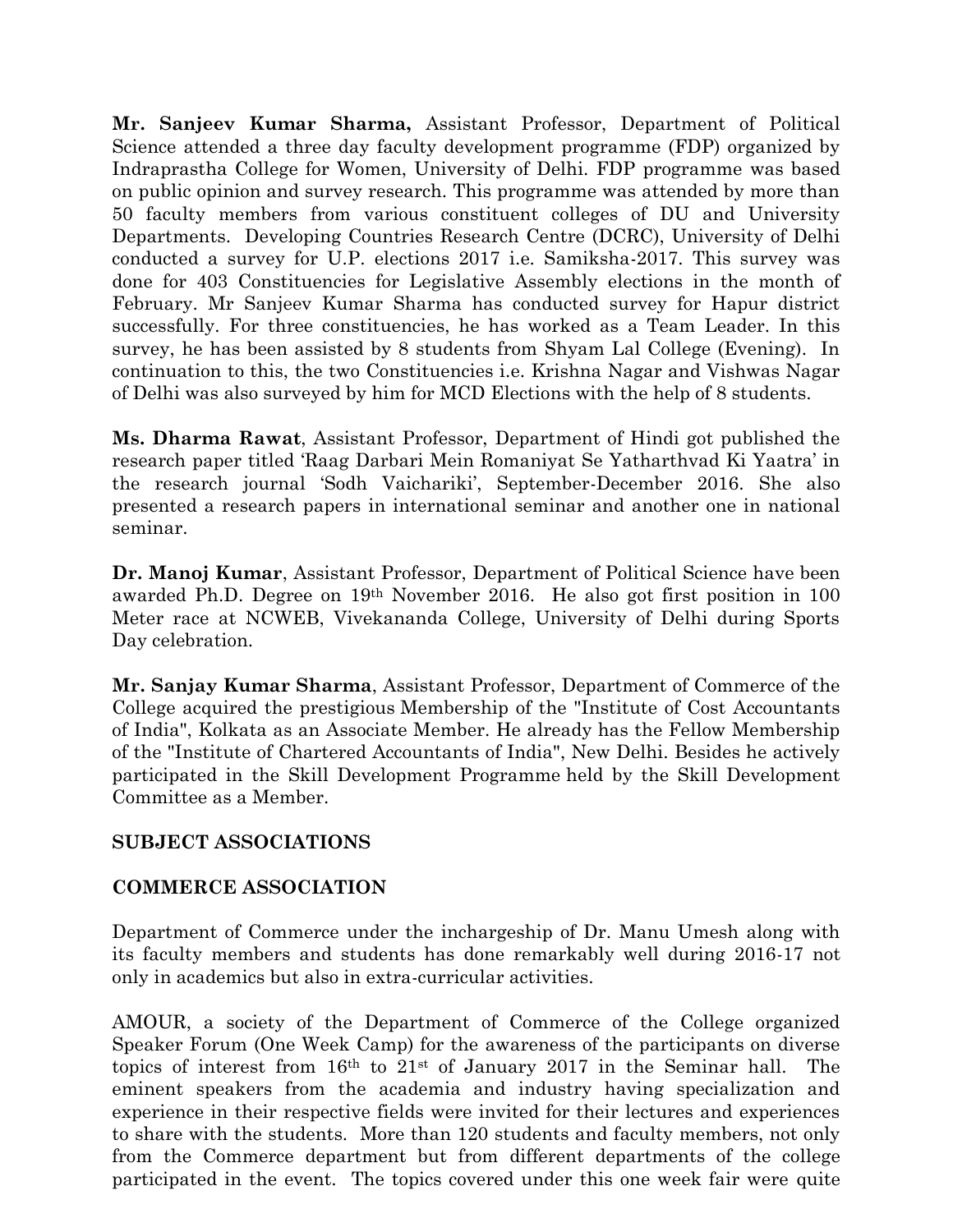**Mr. Sanjeev Kumar Sharma,** Assistant Professor, Department of Political Science attended a three day faculty development programme (FDP) organized by Indraprastha College for Women, University of Delhi. FDP programme was based on public opinion and survey research. This programme was attended by more than 50 faculty members from various constituent colleges of DU and University Departments. Developing Countries Research Centre (DCRC), University of Delhi conducted a survey for U.P. elections 2017 i.e. Samiksha-2017. This survey was done for 403 Constituencies for Legislative Assembly elections in the month of February. Mr Sanjeev Kumar Sharma has conducted survey for Hapur district successfully. For three constituencies, he has worked as a Team Leader. In this survey, he has been assisted by 8 students from Shyam Lal College (Evening). In continuation to this, the two Constituencies i.e. Krishna Nagar and Vishwas Nagar of Delhi was also surveyed by him for MCD Elections with the help of 8 students.

**Ms. Dharma Rawat**, Assistant Professor, Department of Hindi got published the research paper titled 'Raag Darbari Mein Romaniyat Se Yatharthvad Ki Yaatra' in the research journal 'Sodh Vaichariki', September-December 2016. She also presented a research papers in international seminar and another one in national seminar.

**Dr. Manoj Kumar**, Assistant Professor, Department of Political Science have been awarded Ph.D. Degree on 19th November 2016. He also got first position in 100 Meter race at NCWEB, Vivekananda College, University of Delhi during Sports Day celebration.

**Mr. Sanjay Kumar Sharma**, Assistant Professor, Department of Commerce of the College acquired the prestigious Membership of the "Institute of Cost Accountants of India", Kolkata as an Associate Member. He already has the Fellow Membership of the "Institute of Chartered Accountants of India", New Delhi. Besides he actively participated in the Skill Development Programme held by the Skill Development Committee as a Member.

## SUBJECT ASSOCIATIONS

### COMMERCE ASSOCIATION

Department of Commerce under the inchargeship of Dr. Manu Umesh along with its faculty members and students has done remarkably well during 2016-17 not only in academics but also in extra-curricular activities.

AMOUR, a society of the Department of Commerce of the College organized Speaker Forum (One Week Camp) for the awareness of the participants on diverse topics of interest from 16th to 21st of January 2017 in the Seminar hall. The eminent speakers from the academia and industry having specialization and experience in their respective fields were invited for their lectures and experiences to share with the students. More than 120 students and faculty members, not only from the Commerce department but from different departments of the college participated in the event. The topics covered under this one week fair were quite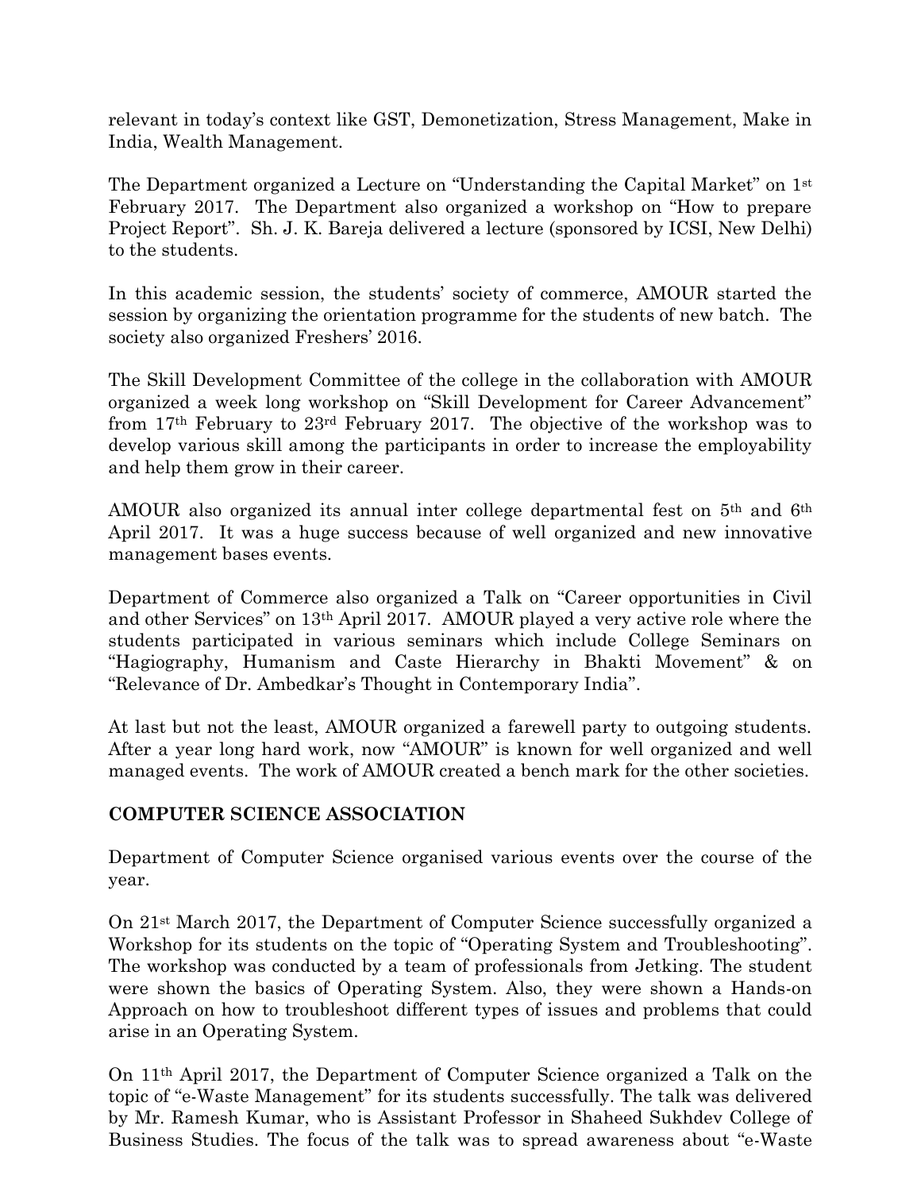relevant in today's context like GST, Demonetization, Stress Management, Make in India, Wealth Management.

The Department organized a Lecture on "Understanding the Capital Market" on 1st February 2017. The Department also organized a workshop on "How to prepare Project Report". Sh. J. K. Bareja delivered a lecture (sponsored by ICSI, New Delhi) to the students.

In this academic session, the students' society of commerce, AMOUR started the session by organizing the orientation programme for the students of new batch. The society also organized Freshers' 2016.

The Skill Development Committee of the college in the collaboration with AMOUR organized a week long workshop on "Skill Development for Career Advancement" from 17th February to 23rd February 2017. The objective of the workshop was to develop various skill among the participants in order to increase the employability and help them grow in their career.

AMOUR also organized its annual inter college departmental fest on 5th and 6th April 2017. It was a huge success because of well organized and new innovative management bases events.

Department of Commerce also organized a Talk on "Career opportunities in Civil and other Services" on 13th April 2017. AMOUR played a very active role where the students participated in various seminars which include College Seminars on "Hagiography, Humanism and Caste Hierarchy in Bhakti Movement" & on "Relevance of Dr. Ambedkar's Thought in Contemporary India".

At last but not the least, AMOUR organized a farewell party to outgoing students. After a year long hard work, now "AMOUR" is known for well organized and well managed events. The work of AMOUR created a bench mark for the other societies.

**COMPUTER SCIENCE ASSOCIATION**

Department of Computer Science organised various events over the course of the year.

On 21st March 2017, the Department of Computer Science successfully organized a Workshop for its students on the topic of "Operating System and Troubleshooting". The workshop was conducted by a team of professionals from Jetking. The student were shown the basics of Operating System. Also, they were shown a Hands-on Approach on how to troubleshoot different types of issues and problems that could arise in an Operating System.

On 11th April 2017, the Department of Computer Science organized a Talk on the topic of "e-Waste Management" for its students successfully. The talk was delivered by Mr. Ramesh Kumar, who is Assistant Professor in Shaheed Sukhdev College of Business Studies. The focus of the talk was to spread awareness about "e-Waste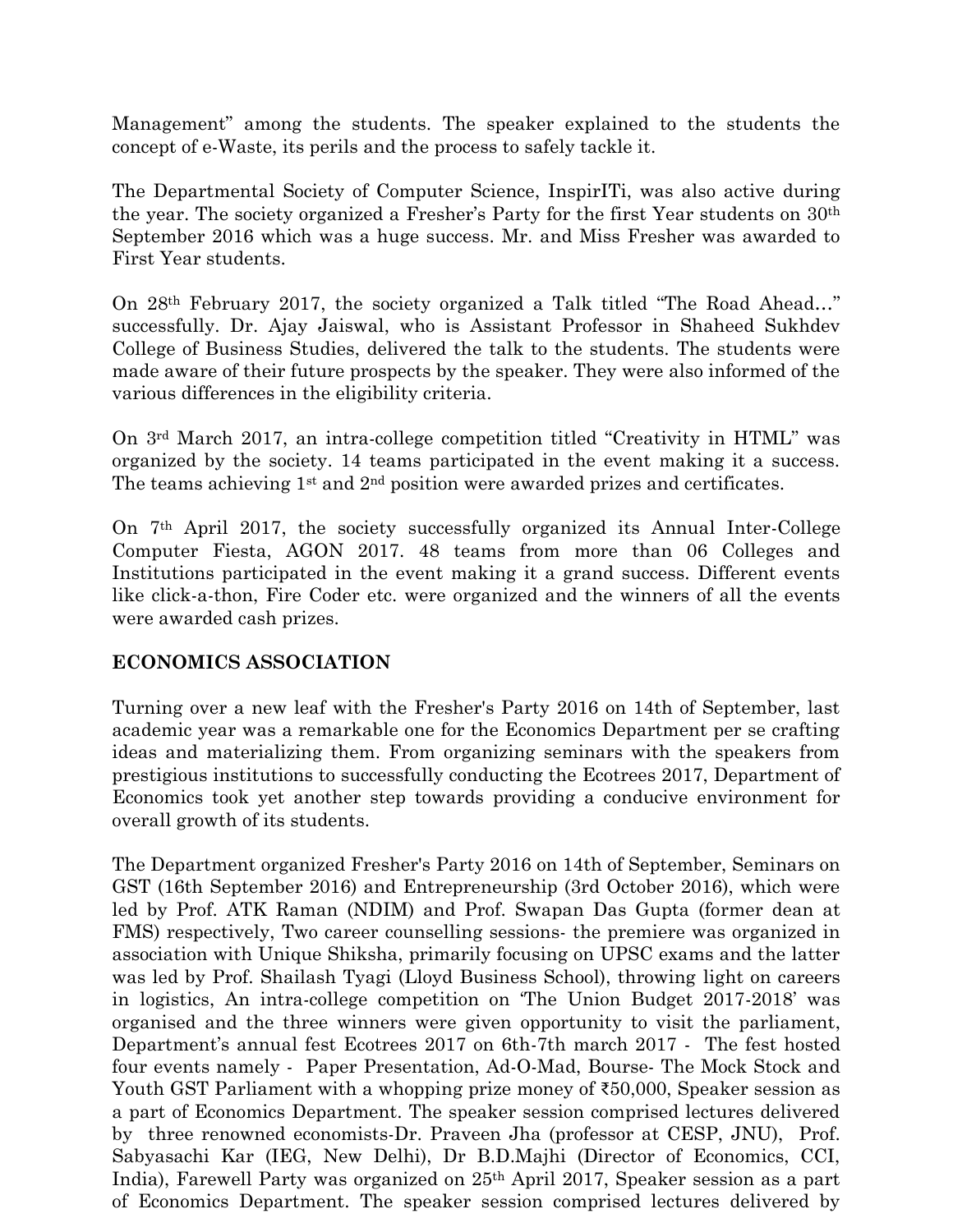Management" among the students. The speaker explained to the students the concept of e-Waste, its perils and the process to safely tackle it.

The Departmental Society of Computer Science, InspirITi, was also active during the year. The society organized a Fresher's Party for the first Year students on 30th September 2016 which was a huge success. Mr. and Miss Fresher was awarded to First Year students.

On 28th February 2017, the society organized a Talk titled "The Road Ahead…" successfully. Dr. Ajay Jaiswal, who is Assistant Professor in Shaheed Sukhdev College of Business Studies, delivered the talk to the students. The students were made aware of their future prospects by the speaker. They were also informed of the various differences in the eligibility criteria.

On 3rd March 2017, an intra-college competition titled "Creativity in HTML" was organized by the society. 14 teams participated in the event making it a success. The teams achieving 1st and 2nd position were awarded prizes and certificates.

On 7th April 2017, the society successfully organized its Annual Inter-College Computer Fiesta, AGON 2017. 48 teams from more than 06 Colleges and Institutions participated in the event making it a grand success. Different events like click-a-thon, Fire Coder etc. were organized and the winners of all the events were awarded cash prizes.

**ECONOMICS ASSOCIATION**

Turning over a new leaf with the Fresher's Party 2016 on 14th of September, last academic year was a remarkable one for the Economics Department per se crafting ideas and materializing them. From organizing seminars with the speakers from prestigious institutions to successfully conducting the Ecotrees 2017, Department of Economics took yet another step towards providing a conducive environment for overall growth of its students.

The Department organized Fresher's Party 2016 on 14th of September, Seminars on GST (16th September 2016) and Entrepreneurship (3rd October 2016), which were led by Prof. ATK Raman (NDIM) and Prof. Swapan Das Gupta (former dean at FMS) respectively, Two career counselling sessions- the premiere was organized in association with Unique Shiksha, primarily focusing on UPSC exams and the latter was led by Prof. Shailash Tyagi (Lloyd Business School), throwing light on careers in logistics, An intra-college competition on 'The Union Budget 2017-2018' was organised and the three winners were given opportunity to visit the parliament, Department's annual fest Ecotrees 2017 on 6th-7th march 2017 - The fest hosted four events namely - Paper Presentation, Ad-O-Mad, Bourse- The Mock Stock and Youth GST Parliament with a whopping prize money of ₹50,000, Speaker session as a part of Economics Department. The speaker session comprised lectures delivered by three renowned economists-Dr. Praveen Jha (professor at CESP, JNU), Prof. Sabyasachi Kar (IEG, New Delhi), Dr B.D.Majhi (Director of Economics, CCI, India), Farewell Party was organized on 25th April 2017, Speaker session as a part of Economics Department. The speaker session comprised lectures delivered by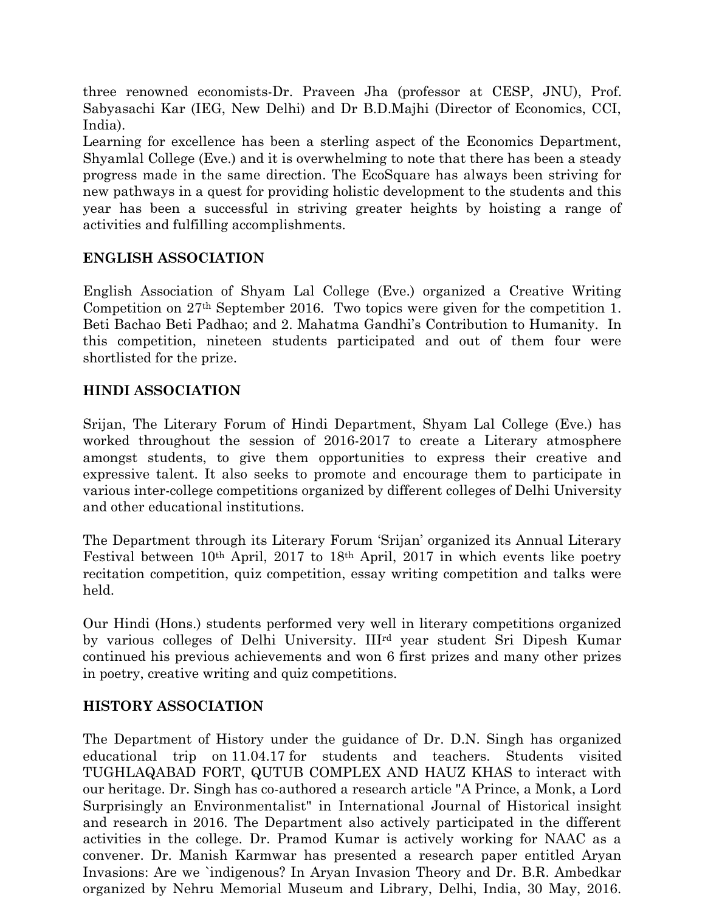three renowned economists-Dr. Praveen Jha (professor at CESP, JNU), Prof. Sabyasachi Kar (IEG, New Delhi) and Dr B.D.Majhi (Director of Economics, CCI, India).

Learning for excellence has been a sterling aspect of the Economics Department, Shyamlal College (Eve.) and it is overwhelming to note that there has been a steady progress made in the same direction. The EcoSquare has always been striving for new pathways in a quest for providing holistic development to the students and this year has been a successful in striving greater heights by hoisting a range of activities and fulfilling accomplishments.

## ENGLISH ASSOCIATION

English Association of Shyam Lal College (Eve.) organized a Creative Writing Competition on 27th September 2016. Two topics were given for the competition 1. Beti Bachao Beti Padhao; and 2. Mahatma Gandhi's Contribution to Humanity. In this competition, nineteen students participated and out of them four were shortlisted for the prize.

## HINDI ASSOCIATION

Srijan, The Literary Forum of Hindi Department, Shyam Lal College (Eve.) has worked throughout the session of 2016-2017 to create a Literary atmosphere amongst students, to give them opportunities to express their creative and expressive talent. It also seeks to promote and encourage them to participate in various inter-college competitions organized by different colleges of Delhi University and other educational institutions.

The Department through its Literary Forum 'Srijan' organized its Annual Literary Festival between 10th April, 2017 to 18th April, 2017 in which events like poetry recitation competition, quiz competition, essay writing competition and talks were held.

Our Hindi (Hons.) students performed very well in literary competitions organized by various colleges of Delhi University. IIIrd year student Sri Dipesh Kumar continued his previous achievements and won 6 first prizes and many other prizes in poetry, creative writing and quiz competitions.

## HISTORY ASSOCIATION

The Department of History under the guidance of Dr. D.N. Singh has organized educational trip on 11.04.17 for students and teachers. Students visited TUGHLAQABAD FORT, QUTUB COMPLEX AND HAUZ KHAS to interact with our heritage. Dr. Singh has co-authored a research article "A Prince, a Monk, a Lord Surprisingly an Environmentalist" in International Journal of Historical insight and research in 2016. The Department also actively participated in the different activities in the college. Dr. Pramod Kumar is actively working for NAAC as a convener. Dr. Manish Karmwar has presented a research paper entitled Aryan Invasions: Are we `indigenous? In Aryan Invasion Theory and Dr. B.R. Ambedkar organized by Nehru Memorial Museum and Library, Delhi, India, 30 May, 2016.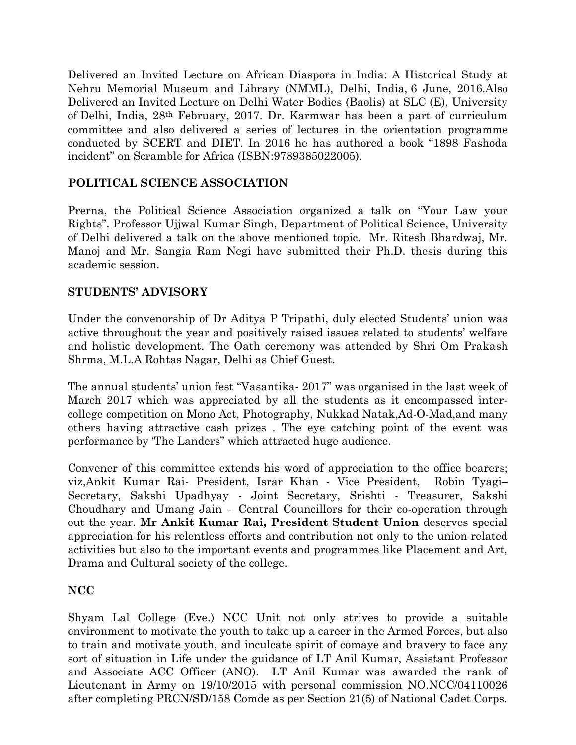Delivered an Invited Lecture on African Diaspora in India: A Historical Study at Nehru Memorial Museum and Library (NMML), Delhi, India, 6 June, 2016.Also Delivered an Invited Lecture on Delhi Water Bodies (Baolis) at SLC (E), University of Delhi, India, 28th February, 2017. Dr. Karmwar has been a part of curriculum committee and also delivered a series of lectures in the orientation programme conducted by SCERT and DIET. In 2016 he has authored a book "1898 Fashoda incident" on Scramble for Africa (ISBN:9789385022005).

## POLITICAL SCIENCE ASSOCIATION

Prerna, the Political Science Association organized a talk on "Your Law your Rights". Professor Ujjwal Kumar Singh, Department of Political Science, University of Delhi delivered a talk on the above mentioned topic. Mr. Ritesh Bhardwaj, Mr. Manoj and Mr. Sangia Ram Negi have submitted their Ph.D. thesis during this academic session.

## STUDENTS' ADVISORY

Under the convenorship of Dr Aditya P Tripathi, duly elected Students' union was active throughout the year and positively raised issues related to students' welfare and holistic development. The Oath ceremony was attended by Shri Om Prakash Shrma, M.L.A Rohtas Nagar, Delhi as Chief Guest.

The annual students' union fest "Vasantika- 2017" was organised in the last week of March 2017 which was appreciated by all the students as it encompassed inter-college competition on Mono Act, Photography, Nukkad Natak,Ad-O-Mad,and many others having attractive cash prizes . The eye catching point of the event was performance by 'The Landers" which attracted huge audience.

Convener of this committee extends his word of appreciation to the office bearers; viz,Ankit Kumar Rai- President, Israr Khan - Vice President, Robin Tyagi– Secretary, Sakshi Upadhyay - Joint Secretary, Srishti - Treasurer, Sakshi Choudhary and Umang Jain – Central Councillors for their co-operation through out the year. **Mr Ankit Kumar Rai, President Student Union** deserves special appreciation for his relentless efforts and contribution not only to the union related activities but also to the important events and programmes like Placement and Art, Drama and Cultural society of the college.

## NCC

Shyam Lal College (Eve.) NCC Unit not only strives to provide a suitable environment to motivate the youth to take up a career in the Armed Forces, but also to train and motivate youth, and inculcate spirit of comaye and bravery to face any sort of situation in Life under the guidance of LT Anil Kumar, Assistant Professor and Associate ACC Officer (ANO). LT Anil Kumar was awarded the rank of Lieutenant in Army on 19/10/2015 with personal commission NO.NCC/04110026 after completing PRCN/SD/158 Comde as per Section 21(5) of National Cadet Corps.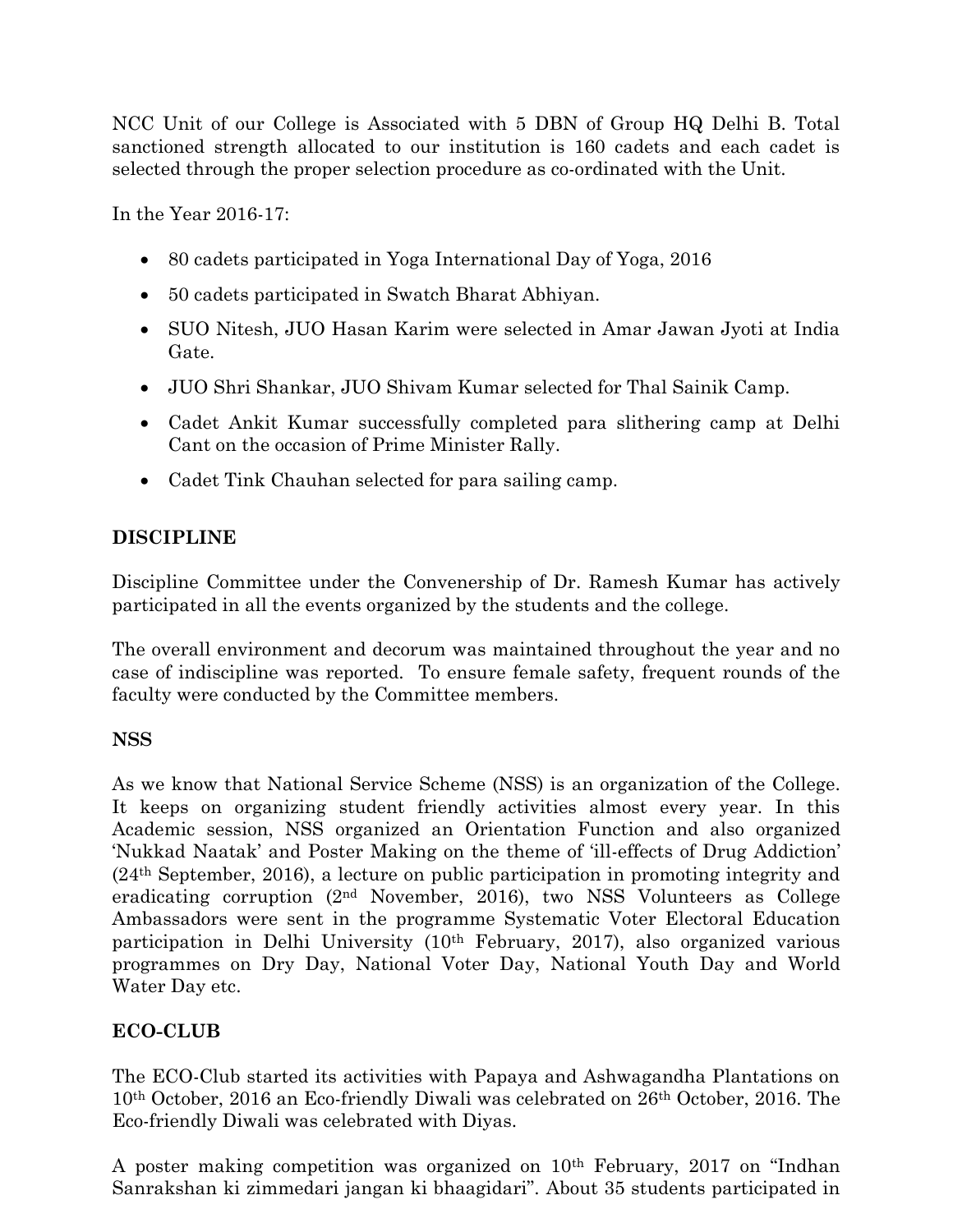NCC Unit of our College is Associated with 5 DBN of Group HQ Delhi B. Total sanctioned strength allocated to our institution is 160 cadets and each cadet is selected through the proper selection procedure as co-ordinated with the Unit.

In the Year 2016-17:

- 80 cadets participated in Yoga International Day of Yoga, 2016
- 50 cadets participated in Swatch Bharat Abhiyan.
- SUO Nitesh, JUO Hasan Karim were selected in Amar Jawan Jyoti at India Gate.
- JUO Shri Shankar, JUO Shivam Kumar selected for Thal Sainik Camp.
- Cadet Ankit Kumar successfully completed para slithering camp at Delhi Cant on the occasion of Prime Minister Rally.
- Cadet Tink Chauhan selected for para sailing camp.

## DISCIPLINE

Discipline Committee under the Convenership of Dr. Ramesh Kumar has actively participated in all the events organized by the students and the college.

The overall environment and decorum was maintained throughout the year and no case of indiscipline was reported. To ensure female safety, frequent rounds of the faculty were conducted by the Committee members.

## NSS

As we know that National Service Scheme (NSS) is an organization of the College. It keeps on organizing student friendly activities almost every year. In this Academic session, NSS organized an Orientation Function and also organized 'Nukkad Naatak' and Poster Making on the theme of 'ill-effects of Drug Addiction' (24th September, 2016), a lecture on public participation in promoting integrity and eradicating corruption (2nd November, 2016), two NSS Volunteers as College Ambassadors were sent in the programme Systematic Voter Electoral Education participation in Delhi University (10th February, 2017), also organized various programmes on Dry Day, National Voter Day, National Youth Day and World Water Day etc.

## ECO-CLUB

The ECO-Club started its activities with Papaya and Ashwagandha Plantations on 10th October, 2016 an Eco-friendly Diwali was celebrated on 26th October, 2016. The Eco-friendly Diwali was celebrated with Diyas.

A poster making competition was organized on 10th February, 2017 on "Indhan Sanrakshan ki zimmedari jangan ki bhaagidari". About 35 students participated in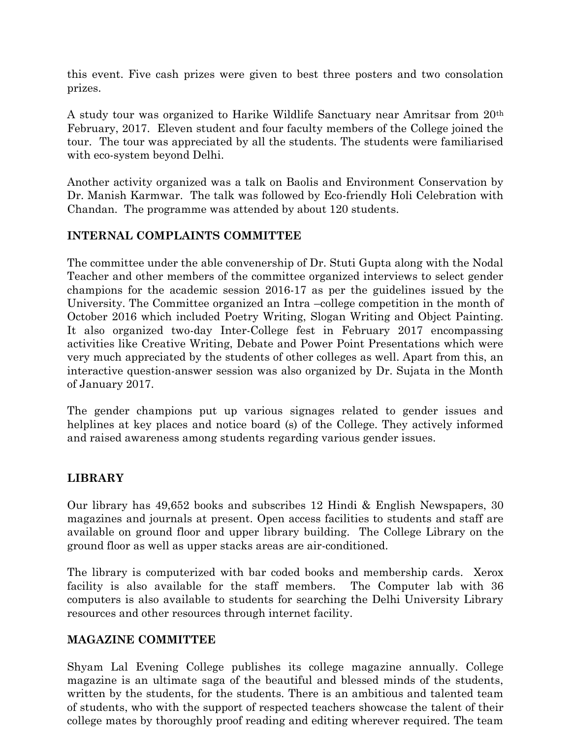this event. Five cash prizes were given to best three posters and two consolation prizes.

A study tour was organized to Harike Wildlife Sanctuary near Amritsar from 20th February, 2017. Eleven student and four faculty members of the College joined the tour. The tour was appreciated by all the students. The students were familiarised with eco-system beyond Delhi.

Another activity organized was a talk on Baolis and Environment Conservation by Dr. Manish Karmwar. The talk was followed by Eco-friendly Holi Celebration with Chandan. The programme was attended by about 120 students.

## INTERNAL COMPLAINTS COMMITTEE

The committee under the able convenership of Dr. Stuti Gupta along with the Nodal Teacher and other members of the committee organized interviews to select gender champions for the academic session 2016-17 as per the guidelines issued by the University. The Committee organized an Intra –college competition in the month of October 2016 which included Poetry Writing, Slogan Writing and Object Painting. It also organized two-day Inter-College fest in February 2017 encompassing activities like Creative Writing, Debate and Power Point Presentations which were very much appreciated by the students of other colleges as well. Apart from this, an interactive question-answer session was also organized by Dr. Sujata in the Month of January 2017.

The gender champions put up various signages related to gender issues and helplines at key places and notice board (s) of the College. They actively informed and raised awareness among students regarding various gender issues.

## LIBRARY

Our library has 49,652 books and subscribes 12 Hindi & English Newspapers, 30 magazines and journals at present. Open access facilities to students and staff are available on ground floor and upper library building. The College Library on the ground floor as well as upper stacks areas are air-conditioned.

The library is computerized with bar coded books and membership cards. Xerox facility is also available for the staff members. The Computer lab with 36 computers is also available to students for searching the Delhi University Library resources and other resources through internet facility.

## MAGAZINE COMMITTEE

Shyam Lal Evening College publishes its college magazine annually. College magazine is an ultimate saga of the beautiful and blessed minds of the students, written by the students, for the students. There is an ambitious and talented team of students, who with the support of respected teachers showcase the talent of their college mates by thoroughly proof reading and editing wherever required. The team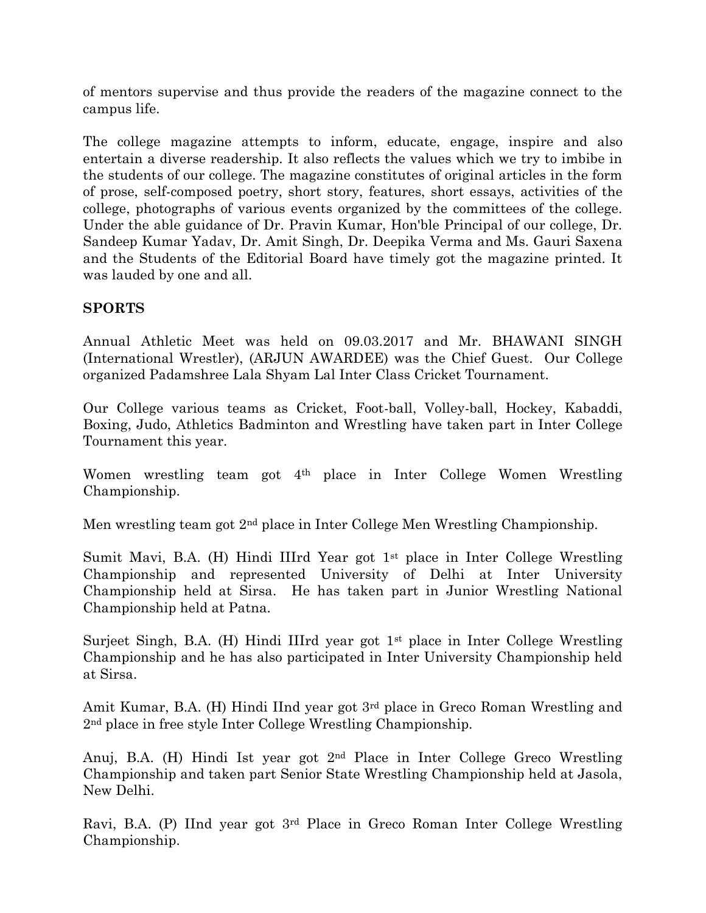of mentors supervise and thus provide the readers of the magazine connect to the campus life.

The college magazine attempts to inform, educate, engage, inspire and also entertain a diverse readership. It also reflects the values which we try to imbibe in the students of our college. The magazine constitutes of original articles in the form of prose, self-composed poetry, short story, features, short essays, activities of the college, photographs of various events organized by the committees of the college. Under the able guidance of Dr. Pravin Kumar, Hon'ble Principal of our college, Dr. Sandeep Kumar Yadav, Dr. Amit Singh, Dr. Deepika Verma and Ms. Gauri Saxena and the Students of the Editorial Board have timely got the magazine printed. It was lauded by one and all.

**SPORTS**

Annual Athletic Meet was held on 09.03.2017 and Mr. BHAWANI SINGH (International Wrestler), (ARJUN AWARDEE) was the Chief Guest. Our College organized Padamshree Lala Shyam Lal Inter Class Cricket Tournament.

Our College various teams as Cricket, Foot-ball, Volley-ball, Hockey, Kabaddi, Boxing, Judo, Athletics Badminton and Wrestling have taken part in Inter College Tournament this year.

Women wrestling team got 4th place in Inter College Women Wrestling Championship.

Men wrestling team got 2nd place in Inter College Men Wrestling Championship.

Sumit Mavi, B.A. (H) Hindi IIIrd Year got 1st place in Inter College Wrestling Championship and represented University of Delhi at Inter University Championship held at Sirsa. He has taken part in Junior Wrestling National Championship held at Patna.

Surjeet Singh, B.A. (H) Hindi IIIrd year got 1st place in Inter College Wrestling Championship and he has also participated in Inter University Championship held at Sirsa.

Amit Kumar, B.A. (H) Hindi IInd year got 3rd place in Greco Roman Wrestling and 2nd place in free style Inter College Wrestling Championship.

Anuj, B.A. (H) Hindi Ist year got 2nd Place in Inter College Greco Wrestling Championship and taken part Senior State Wrestling Championship held at Jasola, New Delhi.

Ravi, B.A. (P) IInd year got 3rd Place in Greco Roman Inter College Wrestling Championship.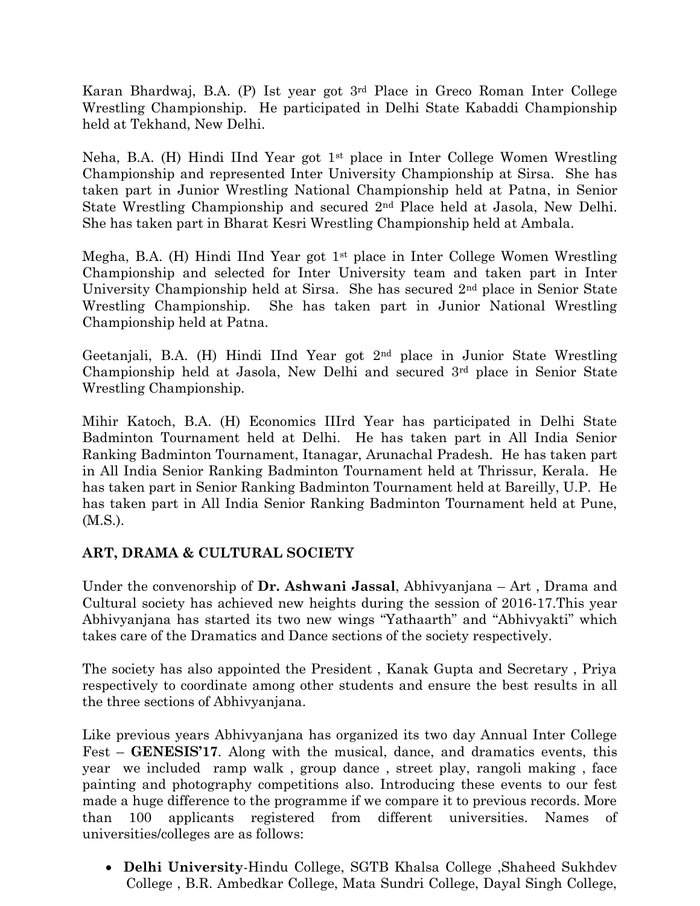Karan Bhardwaj, B.A. (P) Ist year got 3rd Place in Greco Roman Inter College Wrestling Championship. He participated in Delhi State Kabaddi Championship held at Tekhand, New Delhi.

Neha, B.A. (H) Hindi IInd Year got 1st place in Inter College Women Wrestling Championship and represented Inter University Championship at Sirsa. She has taken part in Junior Wrestling National Championship held at Patna, in Senior State Wrestling Championship and secured 2nd Place held at Jasola, New Delhi. She has taken part in Bharat Kesri Wrestling Championship held at Ambala.

Megha, B.A. (H) Hindi IInd Year got 1st place in Inter College Women Wrestling Championship and selected for Inter University team and taken part in Inter University Championship held at Sirsa. She has secured 2nd place in Senior State Wrestling Championship. She has taken part in Junior National Wrestling Championship held at Patna.

Geetanjali, B.A. (H) Hindi IInd Year got 2nd place in Junior State Wrestling Championship held at Jasola, New Delhi and secured 3rd place in Senior State Wrestling Championship.

Mihir Katoch, B.A. (H) Economics IIIrd Year has participated in Delhi State Badminton Tournament held at Delhi. He has taken part in All India Senior Ranking Badminton Tournament, Itanagar, Arunachal Pradesh. He has taken part in All India Senior Ranking Badminton Tournament held at Thrissur, Kerala. He has taken part in Senior Ranking Badminton Tournament held at Bareilly, U.P. He has taken part in All India Senior Ranking Badminton Tournament held at Pune, (M.S.).

**ART, DRAMA & CULTURAL SOCIETY**

Under the convenorship of **Dr. Ashwani Jassal**, Abhivyanjana – Art , Drama and Cultural society has achieved new heights during the session of 2016-17.This year Abhivyanjana has started its two new wings "Yathaarth" and "Abhivyakti" which takes care of the Dramatics and Dance sections of the society respectively.

The society has also appointed the President , Kanak Gupta and Secretary , Priya respectively to coordinate among other students and ensure the best results in all the three sections of Abhivyanjana.

Like previous years Abhivyanjana has organized its two day Annual Inter College Fest – **GENESIS'17**. Along with the musical, dance, and dramatics events, this year we included ramp walk , group dance , street play, rangoli making , face painting and photography competitions also. Introducing these events to our fest made a huge difference to the programme if we compare it to previous records. More than 100 applicants registered from different universities. Names of universities/colleges are as follows:

- **Delhi University**-Hindu College, SGTB Khalsa College ,Shaheed Sukhdev College , B.R. Ambedkar College, Mata Sundri College, Dayal Singh College,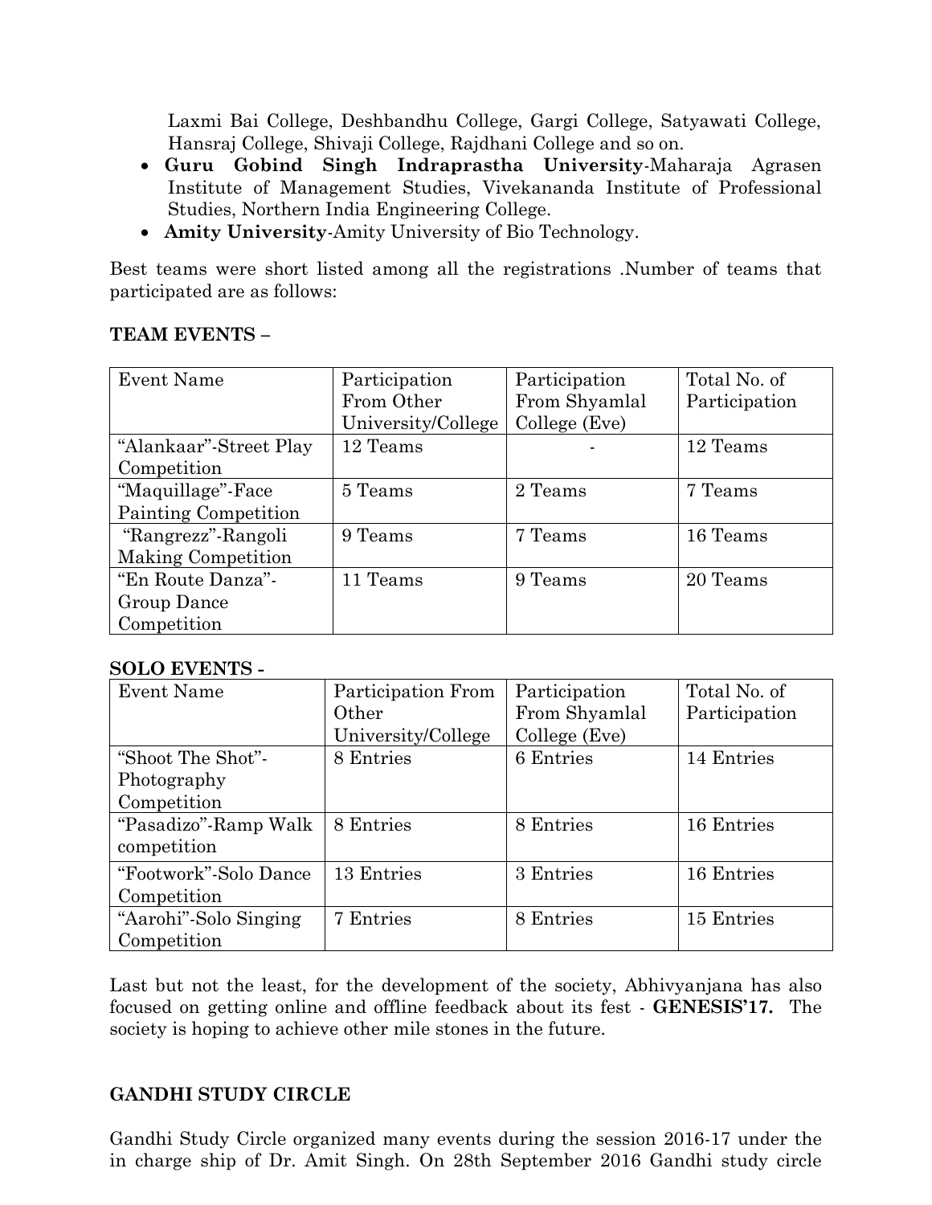Laxmi Bai College, Deshbandhu College, Gargi College, Satyawati College, Hansraj College, Shivaji College, Rajdhani College and so on.

- **Guru Gobind Singh Indraprastha University**-Maharaja Agrasen Institute of Management Studies, Vivekananda Institute of Professional Studies, Northern India Engineering College.
- **Amity University**-Amity University of Bio Technology.

Best teams were short listed among all the registrations .Number of teams that participated are as follows:

**TEAM EVENTS –**

| Event Name | Participation From Other University/College | Participation From Shyamlal College (Eve) | Total No. of Participation |
|---|---|---|---|
| "Alankaar"-Street Play Competition | 12 Teams | - | 12 Teams |
| "Maquillage"-Face Painting Competition | 5 Teams | 2 Teams | 7 Teams |
| "Rangrezz"-Rangoli Making Competition | 9 Teams | 7 Teams | 16 Teams |
| "En Route Danza"-Group Dance Competition | 11 Teams | 9 Teams | 20 Teams |

**SOLO EVENTS -**

| Event Name | Participation From Other University/College | Participation From Shyamlal College (Eve) | Total No. of Participation |
|---|---|---|---|
| "Shoot The Shot"-Photography Competition | 8 Entries | 6 Entries | 14 Entries |
| "Pasadizo"-Ramp Walk competition | 8 Entries | 8 Entries | 16 Entries |
| "Footwork"-Solo Dance Competition | 13 Entries | 3 Entries | 16 Entries |
| "Aarohi"-Solo Singing Competition | 7 Entries | 8 Entries | 15 Entries |

Last but not the least, for the development of the society, Abhivyanjana has also focused on getting online and offline feedback about its fest - **GENESIS'17.** The society is hoping to achieve other mile stones in the future.

**GANDHI STUDY CIRCLE**

Gandhi Study Circle organized many events during the session 2016-17 under the in charge ship of Dr. Amit Singh. On 28th September 2016 Gandhi study circle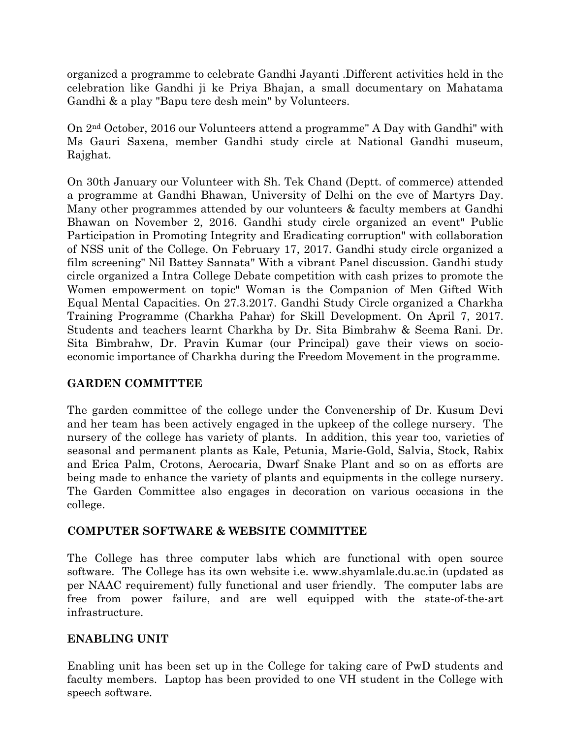organized a programme to celebrate Gandhi Jayanti .Different activities held in the celebration like Gandhi ji ke Priya Bhajan, a small documentary on Mahatama Gandhi & a play "Bapu tere desh mein" by Volunteers.

On 2nd October, 2016 our Volunteers attend a programme" A Day with Gandhi" with Ms Gauri Saxena, member Gandhi study circle at National Gandhi museum, Rajghat.

On 30th January our Volunteer with Sh. Tek Chand (Deptt. of commerce) attended a programme at Gandhi Bhawan, University of Delhi on the eve of Martyrs Day. Many other programmes attended by our volunteers & faculty members at Gandhi Bhawan on November 2, 2016. Gandhi study circle organized an event" Public Participation in Promoting Integrity and Eradicating corruption" with collaboration of NSS unit of the College. On February 17, 2017. Gandhi study circle organized a film screening" Nil Battey Sannata" With a vibrant Panel discussion. Gandhi study circle organized a Intra College Debate competition with cash prizes to promote the Women empowerment on topic" Woman is the Companion of Men Gifted With Equal Mental Capacities. On 27.3.2017. Gandhi Study Circle organized a Charkha Training Programme (Charkha Pahar) for Skill Development. On April 7, 2017. Students and teachers learnt Charkha by Dr. Sita Bimbrahw & Seema Rani. Dr. Sita Bimbrahw, Dr. Pravin Kumar (our Principal) gave their views on socio-economic importance of Charkha during the Freedom Movement in the programme.

## GARDEN COMMITTEE

The garden committee of the college under the Convenership of Dr. Kusum Devi and her team has been actively engaged in the upkeep of the college nursery. The nursery of the college has variety of plants. In addition, this year too, varieties of seasonal and permanent plants as Kale, Petunia, Marie-Gold, Salvia, Stock, Rabix and Erica Palm, Crotons, Aerocaria, Dwarf Snake Plant and so on as efforts are being made to enhance the variety of plants and equipments in the college nursery. The Garden Committee also engages in decoration on various occasions in the college.

## COMPUTER SOFTWARE & WEBSITE COMMITTEE

The College has three computer labs which are functional with open source software. The College has its own website i.e. www.shyamlale.du.ac.in (updated as per NAAC requirement) fully functional and user friendly. The computer labs are free from power failure, and are well equipped with the state-of-the-art infrastructure.

## ENABLING UNIT

Enabling unit has been set up in the College for taking care of PwD students and faculty members. Laptop has been provided to one VH student in the College with speech software.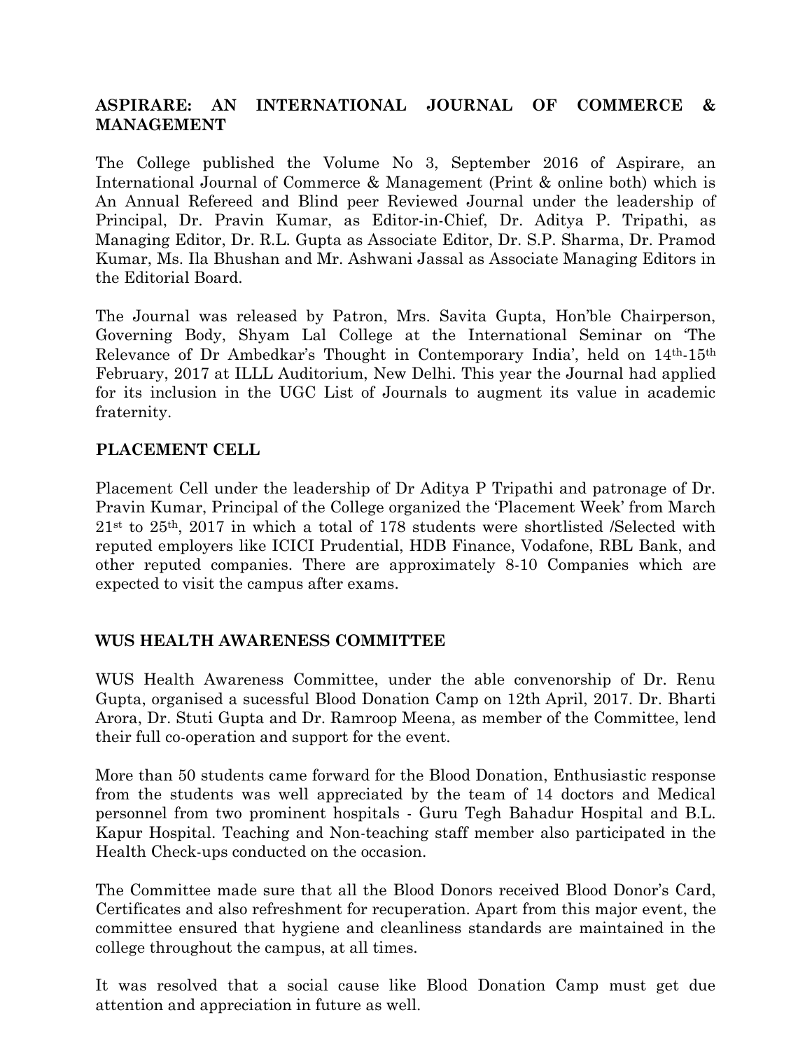## ASPIRARE: AN INTERNATIONAL JOURNAL OF COMMERCE & MANAGEMENT

The College published the Volume No 3, September 2016 of Aspirare, an International Journal of Commerce & Management (Print & online both) which is An Annual Refereed and Blind peer Reviewed Journal under the leadership of Principal, Dr. Pravin Kumar, as Editor-in-Chief, Dr. Aditya P. Tripathi, as Managing Editor, Dr. R.L. Gupta as Associate Editor, Dr. S.P. Sharma, Dr. Pramod Kumar, Ms. Ila Bhushan and Mr. Ashwani Jassal as Associate Managing Editors in the Editorial Board.

The Journal was released by Patron, Mrs. Savita Gupta, Hon'ble Chairperson, Governing Body, Shyam Lal College at the International Seminar on 'The Relevance of Dr Ambedkar's Thought in Contemporary India', held on 14th-15th February, 2017 at ILLL Auditorium, New Delhi. This year the Journal had applied for its inclusion in the UGC List of Journals to augment its value in academic fraternity.

## PLACEMENT CELL

Placement Cell under the leadership of Dr Aditya P Tripathi and patronage of Dr. Pravin Kumar, Principal of the College organized the 'Placement Week' from March 21st to 25th, 2017 in which a total of 178 students were shortlisted /Selected with reputed employers like ICICI Prudential, HDB Finance, Vodafone, RBL Bank, and other reputed companies. There are approximately 8-10 Companies which are expected to visit the campus after exams.

## WUS HEALTH AWARENESS COMMITTEE

WUS Health Awareness Committee, under the able convenorship of Dr. Renu Gupta, organised a sucessful Blood Donation Camp on 12th April, 2017. Dr. Bharti Arora, Dr. Stuti Gupta and Dr. Ramroop Meena, as member of the Committee, lend their full co-operation and support for the event.

More than 50 students came forward for the Blood Donation, Enthusiastic response from the students was well appreciated by the team of 14 doctors and Medical personnel from two prominent hospitals - Guru Tegh Bahadur Hospital and B.L. Kapur Hospital. Teaching and Non-teaching staff member also participated in the Health Check-ups conducted on the occasion.

The Committee made sure that all the Blood Donors received Blood Donor's Card, Certificates and also refreshment for recuperation. Apart from this major event, the committee ensured that hygiene and cleanliness standards are maintained in the college throughout the campus, at all times.

It was resolved that a social cause like Blood Donation Camp must get due attention and appreciation in future as well.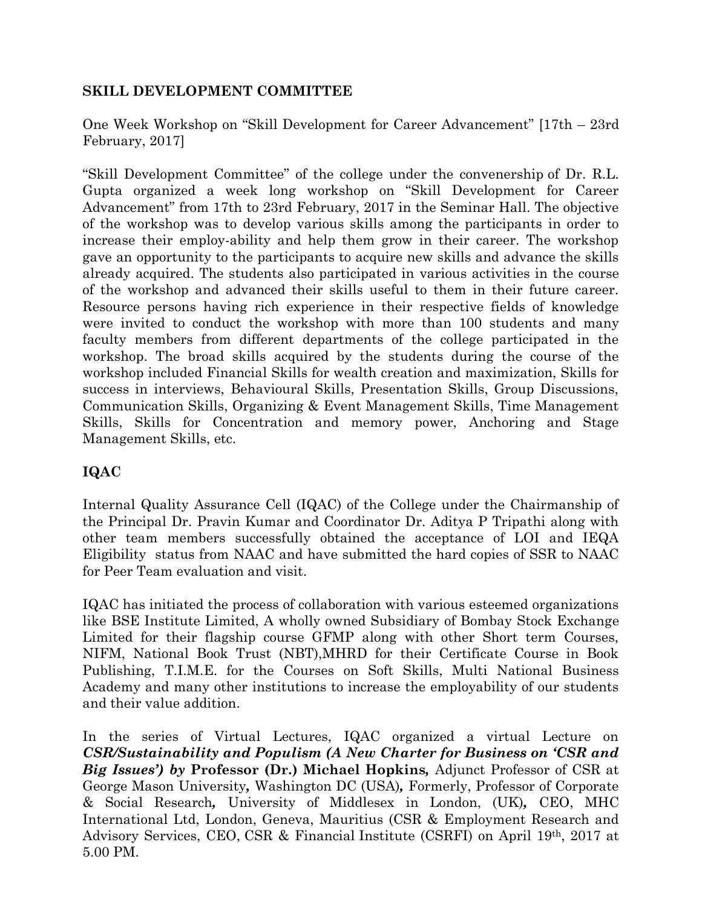## SKILL DEVELOPMENT COMMITTEE

One Week Workshop on “Skill Development for Career Advancement” [17th – 23rd February, 2017]

“Skill Development Committee” of the college under the convenership of Dr. R.L. Gupta organized a week long workshop on “Skill Development for Career Advancement” from 17th to 23rd February, 2017 in the Seminar Hall. The objective of the workshop was to develop various skills among the participants in order to increase their employ-ability and help them grow in their career. The workshop gave an opportunity to the participants to acquire new skills and advance the skills already acquired. The students also participated in various activities in the course of the workshop and advanced their skills useful to them in their future career. Resource persons having rich experience in their respective fields of knowledge were invited to conduct the workshop with more than 100 students and many faculty members from different departments of the college participated in the workshop. The broad skills acquired by the students during the course of the workshop included Financial Skills for wealth creation and maximization, Skills for success in interviews, Behavioural Skills, Presentation Skills, Group Discussions, Communication Skills, Organizing & Event Management Skills, Time Management Skills, Skills for Concentration and memory power, Anchoring and Stage Management Skills, etc.

## IQAC

Internal Quality Assurance Cell (IQAC) of the College under the Chairmanship of the Principal Dr. Pravin Kumar and Coordinator Dr. Aditya P Tripathi along with other team members successfully obtained the acceptance of LOI and IEQA Eligibility status from NAAC and have submitted the hard copies of SSR to NAAC for Peer Team evaluation and visit.

IQAC has initiated the process of collaboration with various esteemed organizations like BSE Institute Limited, A wholly owned Subsidiary of Bombay Stock Exchange Limited for their flagship course GFMP along with other Short term Courses, NIFM, National Book Trust (NBT),MHRD for their Certificate Course in Book Publishing, T.I.M.E. for the Courses on Soft Skills, Multi National Business Academy and many other institutions to increase the employability of our students and their value addition.

In the series of Virtual Lectures, IQAC organized a virtual Lecture on ***CSR/Sustainability and Populism (A New Charter for Business on ‘CSR and Big Issues’) by*** **Professor (Dr.) Michael Hopkins*,*** Adjunct Professor of CSR at George Mason University*,* Washington DC (USA)*,* Formerly, Professor of Corporate & Social Research*,* University of Middlesex in London, (UK)*,* CEO, MHC International Ltd, London, Geneva, Mauritius (CSR & Employment Research and Advisory Services, CEO, CSR & Financial Institute (CSRFI) on April 19th, 2017 at 5.00 PM.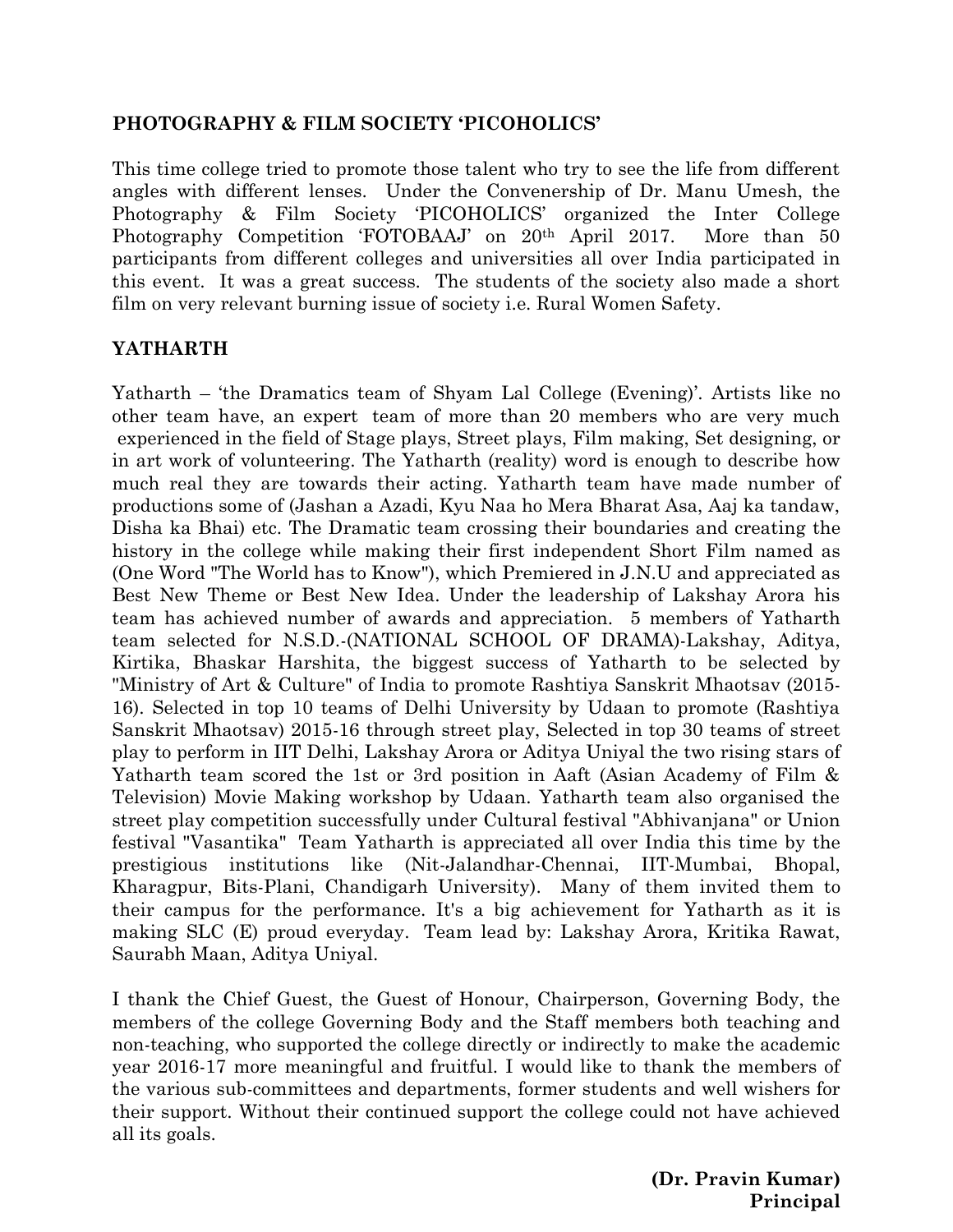**PHOTOGRAPHY & FILM SOCIETY 'PICOHOLICS'**

This time college tried to promote those talent who try to see the life from different angles with different lenses. Under the Convenership of Dr. Manu Umesh, the Photography & Film Society 'PICOHOLICS' organized the Inter College Photography Competition 'FOTOBAAJ' on 20th April 2017. More than 50 participants from different colleges and universities all over India participated in this event. It was a great success. The students of the society also made a short film on very relevant burning issue of society i.e. Rural Women Safety.

**YATHARTH**

Yatharth – 'the Dramatics team of Shyam Lal College (Evening)'. Artists like no other team have, an expert team of more than 20 members who are very much experienced in the field of Stage plays, Street plays, Film making, Set designing, or in art work of volunteering. The Yatharth (reality) word is enough to describe how much real they are towards their acting. Yatharth team have made number of productions some of (Jashan a Azadi, Kyu Naa ho Mera Bharat Asa, Aaj ka tandaw, Disha ka Bhai) etc. The Dramatic team crossing their boundaries and creating the history in the college while making their first independent Short Film named as (One Word "The World has to Know"), which Premiered in J.N.U and appreciated as Best New Theme or Best New Idea. Under the leadership of Lakshay Arora his team has achieved number of awards and appreciation. 5 members of Yatharth team selected for N.S.D.-(NATIONAL SCHOOL OF DRAMA)-Lakshay, Aditya, Kirtika, Bhaskar Harshita, the biggest success of Yatharth to be selected by "Ministry of Art & Culture" of India to promote Rashtiya Sanskrit Mhaotsav (2015-16). Selected in top 10 teams of Delhi University by Udaan to promote (Rashtiya Sanskrit Mhaotsav) 2015-16 through street play, Selected in top 30 teams of street play to perform in IIT Delhi, Lakshay Arora or Aditya Uniyal the two rising stars of Yatharth team scored the 1st or 3rd position in Aaft (Asian Academy of Film & Television) Movie Making workshop by Udaan. Yatharth team also organised the street play competition successfully under Cultural festival "Abhivanjana" or Union festival "Vasantika" Team Yatharth is appreciated all over India this time by the prestigious institutions like (Nit-Jalandhar-Chennai, IIT-Mumbai, Bhopal, Kharagpur, Bits-Plani, Chandigarh University). Many of them invited them to their campus for the performance. It's a big achievement for Yatharth as it is making SLC (E) proud everyday. Team lead by: Lakshay Arora, Kritika Rawat, Saurabh Maan, Aditya Uniyal.

I thank the Chief Guest, the Guest of Honour, Chairperson, Governing Body, the members of the college Governing Body and the Staff members both teaching and non-teaching, who supported the college directly or indirectly to make the academic year 2016-17 more meaningful and fruitful. I would like to thank the members of the various sub-committees and departments, former students and well wishers for their support. Without their continued support the college could not have achieved all its goals.

**(Dr. Pravin Kumar)**
**Principal**